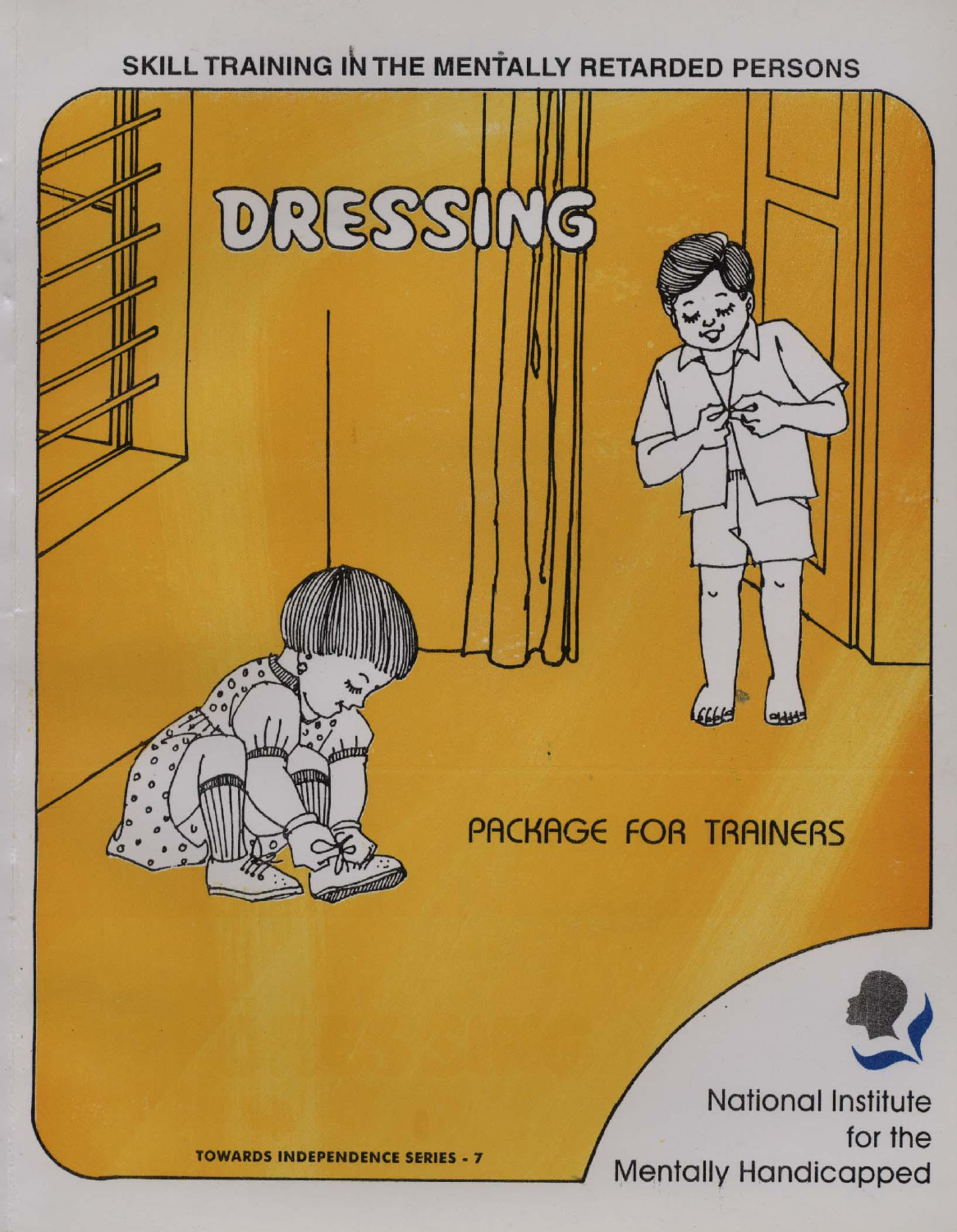SKILL TRAINING IN THE MENTALLY RETARDED PERSONS

# DRESSING

## PACKAGE FOR TRAINERS

TOWARDS INDEPENDENCE SERIES - 7

National Institute for the Mentally Handicapped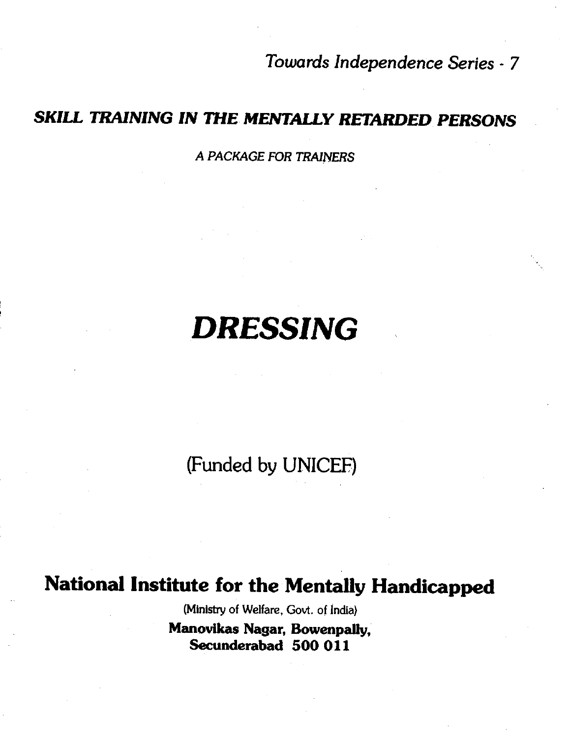*Towards Independence Series - 7*

***SKILL TRAINING IN THE MENTALLY RETARDED PERSONS***

*A PACKAGE FOR TRAINERS*

# *DRESSING*

(Funded by UNICEF)

**National Institute for the Mentally Handicapped**

(Ministry of Welfare, Govt. of India)

**Manovikas Nagar, Bowenpally,**
**Secunderabad 500 011**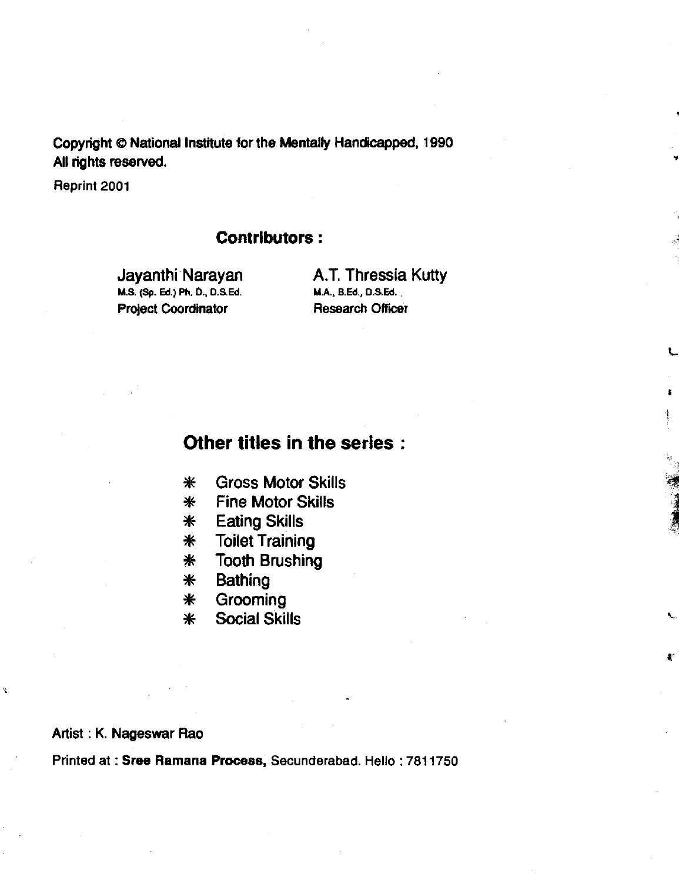Copyright © National Institute for the Mentally Handicapped, 1990
All rights reserved.

Reprint 2001

## Contributors :

Jayanthi Narayan
M.S. (Sp. Ed.) Ph. D., D.S.Ed.
Project Coordinator

A.T. Thressia Kutty
M.A., B.Ed., D.S.Ed.
Research Officer

## Other titles in the series :

* Gross Motor Skills
* Fine Motor Skills
* Eating Skills
* Toilet Training
* Tooth Brushing
* Bathing
* Grooming
* Social Skills

Artist : K. Nageswar Rao

Printed at : **Sree Ramana Process,** Secunderabad. Hello : 7811750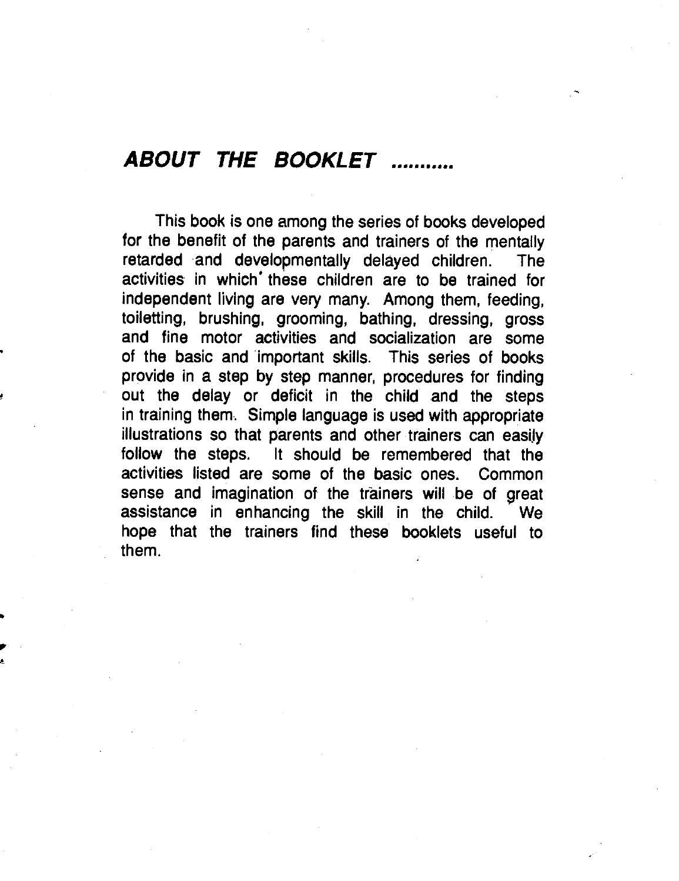## ***ABOUT THE BOOKLET ..........***

This book is one among the series of books developed for the benefit of the parents and trainers of the mentally retarded and developmentally delayed children. The activities in which these children are to be trained for independent living are very many. Among them, feeding, toiletting, brushing, grooming, bathing, dressing, gross and fine motor activities and socialization are some of the basic and important skills. This series of books provide in a step by step manner, procedures for finding out the delay or deficit in the child and the steps in training them. Simple language is used with appropriate illustrations so that parents and other trainers can easily follow the steps. It should be remembered that the activities listed are some of the basic ones. Common sense and imagination of the trainers will be of great assistance in enhancing the skill in the child. We hope that the trainers find these booklets useful to them.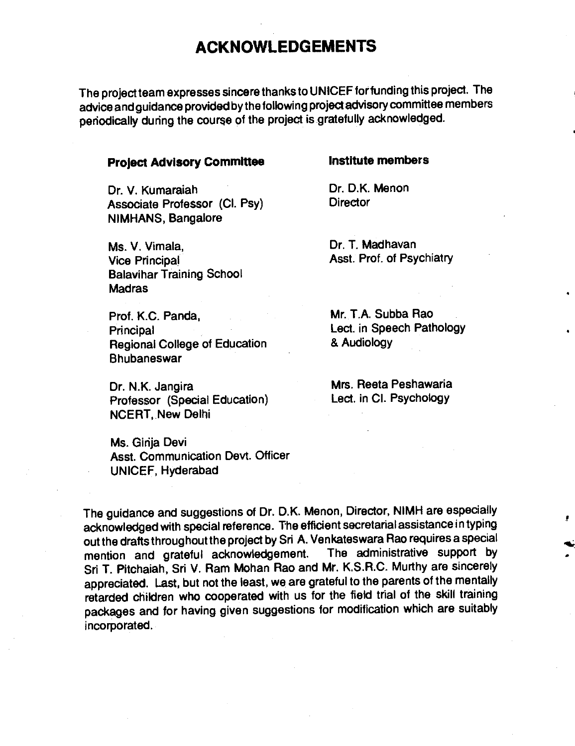# ACKNOWLEDGEMENTS

The project team expresses sincere thanks to UNICEF for funding this project. The advice and guidance provided by the following project advisory committee members periodically during the course of the project is gratefully acknowledged.

**Project Advisory Committee**

Dr. V. Kumaraiah
Associate Professor (Cl. Psy)
NIMHANS, Bangalore

Ms. V. Vimala,
Vice Principal
Balavihar Training School
Madras

Prof. K.C. Panda,
Principal
Regional College of Education
Bhubaneswar

Dr. N.K. Jangira
Professor (Special Education)
NCERT, New Delhi

Ms. Girija Devi
Asst. Communication Devt. Officer
UNICEF, Hyderabad

**Institute members**

Dr. D.K. Menon
Director

Dr. T. Madhavan
Asst. Prof. of Psychiatry

Mr. T.A. Subba Rao
Lect. in Speech Pathology
& Audiology

Mrs. Reeta Peshawaria
Lect. in Cl. Psychology

The guidance and suggestions of Dr. D.K. Menon, Director, NIMH are especially acknowledged with special reference. The efficient secretarial assistance in typing out the drafts throughout the project by Sri A. Venkateswara Rao requires a special mention and grateful acknowledgement. The administrative support by Sri T. Pitchaiah, Sri V. Ram Mohan Rao and Mr. K.S.R.C. Murthy are sincerely appreciated. Last, but not the least, we are grateful to the parents of the mentally retarded children who cooperated with us for the field trial of the skill training packages and for having given suggestions for modification which are suitably incorporated.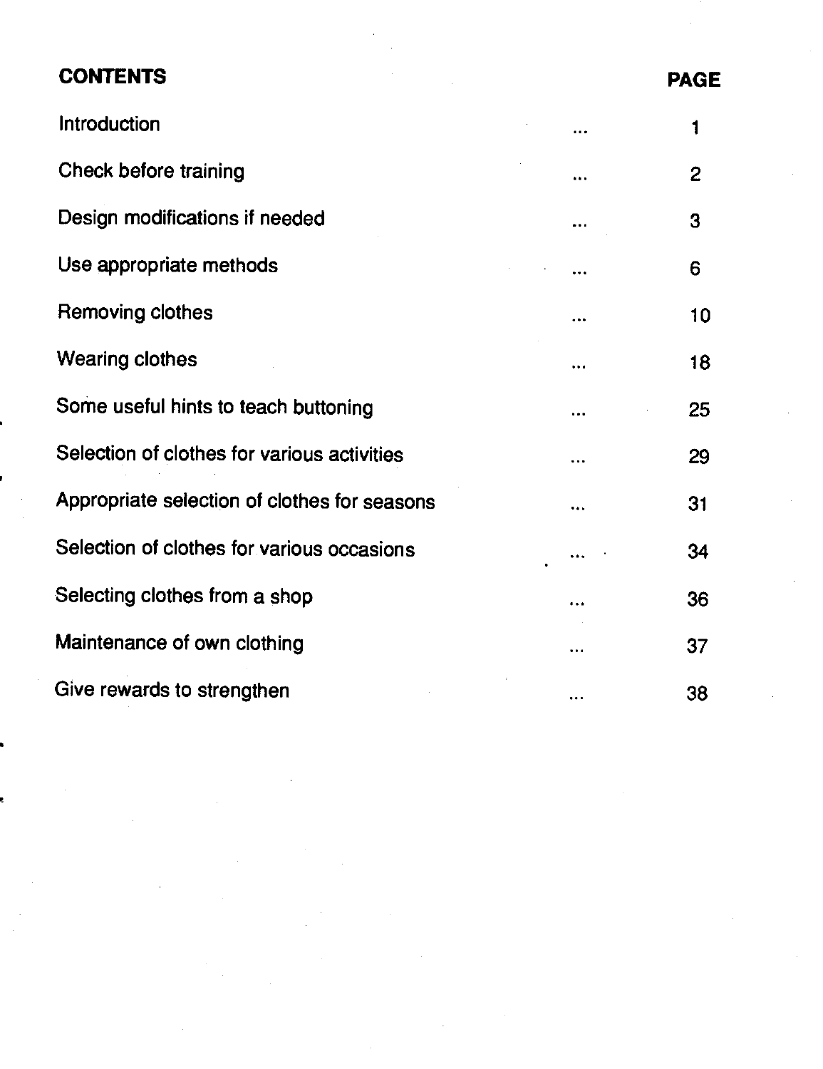## CONTENTS

| | | PAGE |
|---|---|---|
| Introduction | ... | 1 |
| Check before training | ... | 2 |
| Design modifications if needed | ... | 3 |
| Use appropriate methods | ... | 6 |
| Removing clothes | ... | 10 |
| Wearing clothes | ... | 18 |
| Some useful hints to teach buttoning | ... | 25 |
| Selection of clothes for various activities | ... | 29 |
| Appropriate selection of clothes for seasons | ... | 31 |
| Selection of clothes for various occasions | ... | 34 |
| Selecting clothes from a shop | ... | 36 |
| Maintenance of own clothing | ... | 37 |
| Give rewards to strengthen | ... | 38 |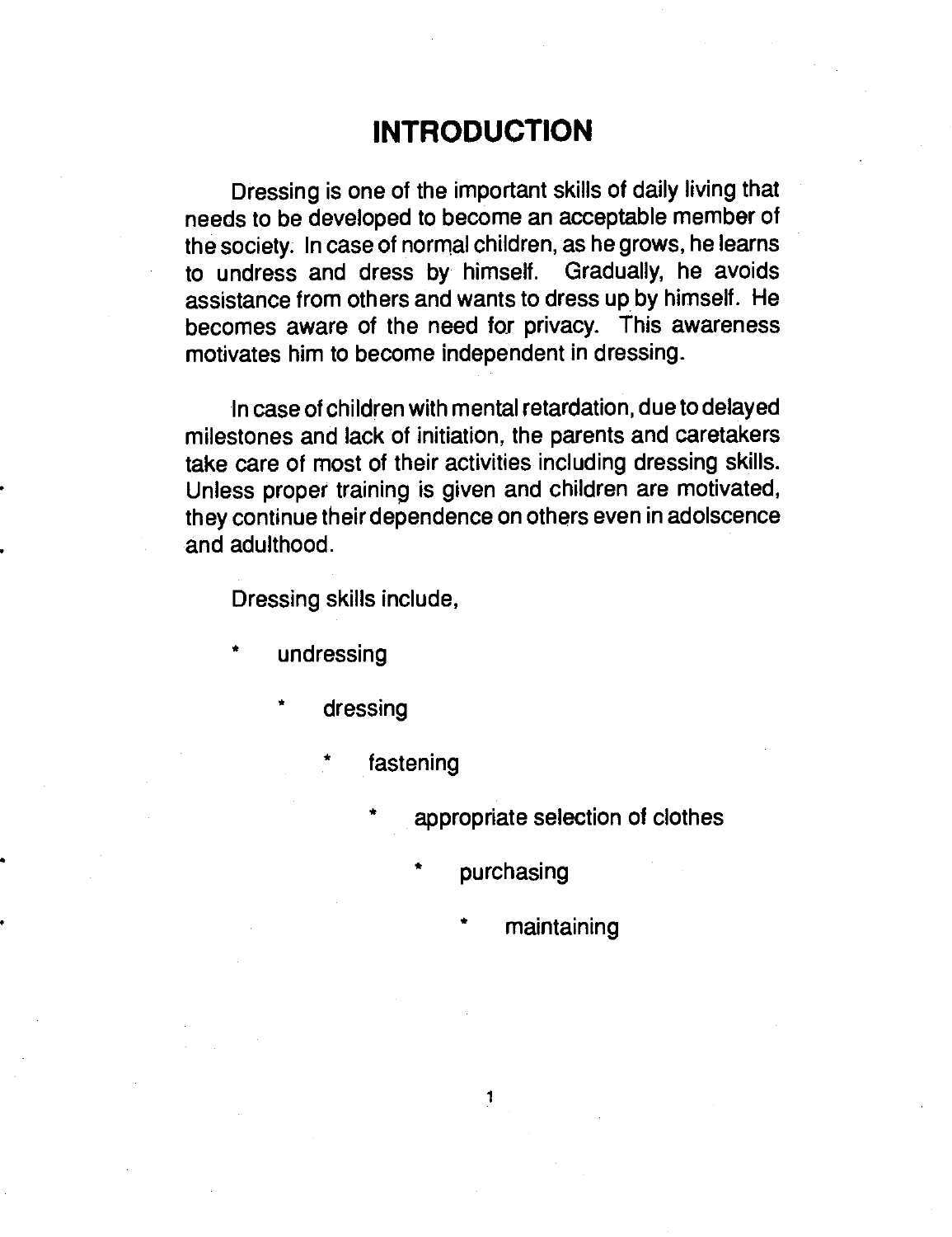# INTRODUCTION

Dressing is one of the important skills of daily living that needs to be developed to become an acceptable member of the society. In case of normal children, as he grows, he learns to undress and dress by himself. Gradually, he avoids assistance from others and wants to dress up by himself. He becomes aware of the need for privacy. This awareness motivates him to become independent in dressing.

In case of children with mental retardation, due to delayed milestones and lack of initiation, the parents and caretakers take care of most of their activities including dressing skills. Unless proper training is given and children are motivated, they continue their dependence on others even in adolscence and adulthood.

Dressing skills include,

* undressing
* dressing
* fastening
* appropriate selection of clothes
* purchasing
* maintaining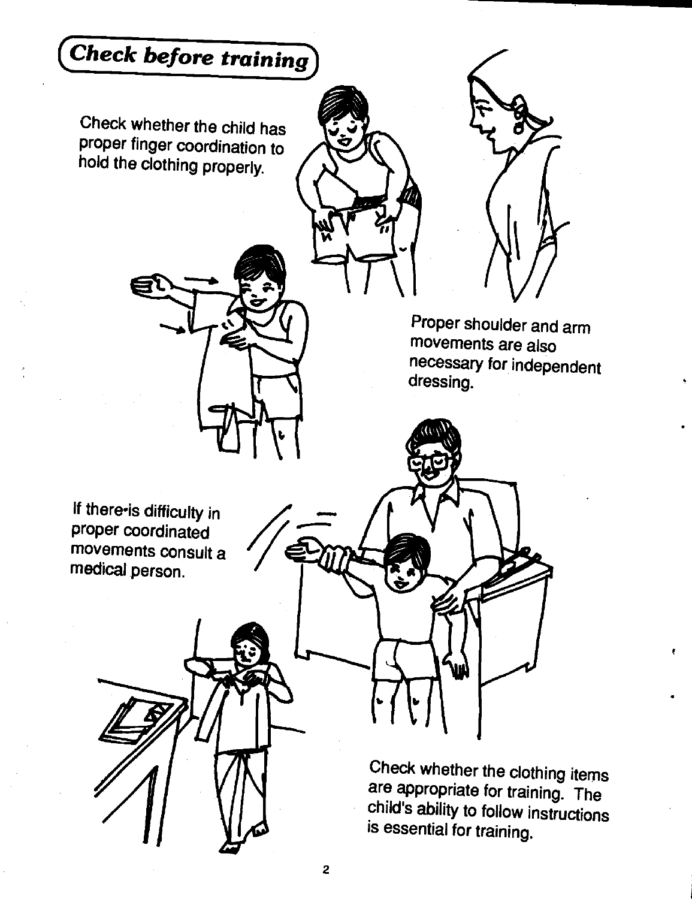## *Check before training*

Check whether the child has proper finger coordination to hold the clothing properly.

Proper shoulder and arm movements are also necessary for independent dressing.

If there is difficulty in proper coordinated movements consult a medical person.

Check whether the clothing items are appropriate for training. The child's ability to follow instructions is essential for training.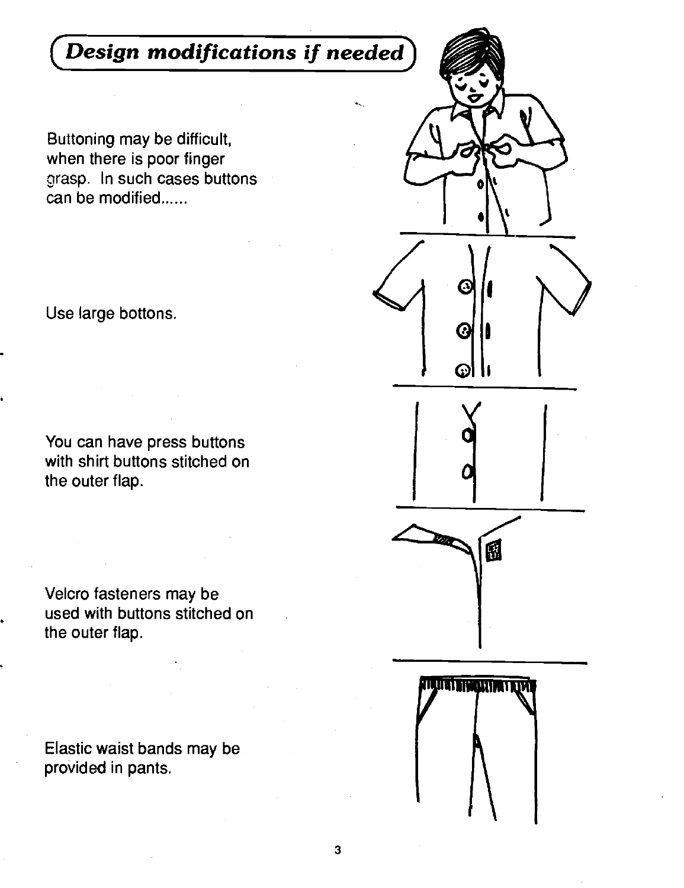## *Design modifications if needed*

Buttoning may be difficult, when there is poor finger grasp. In such cases buttons can be modified......

Use large bottons.

You can have press buttons with shirt buttons stitched on the outer flap.

Velcro fasteners may be used with buttons stitched on the outer flap.

Elastic waist bands may be provided in pants.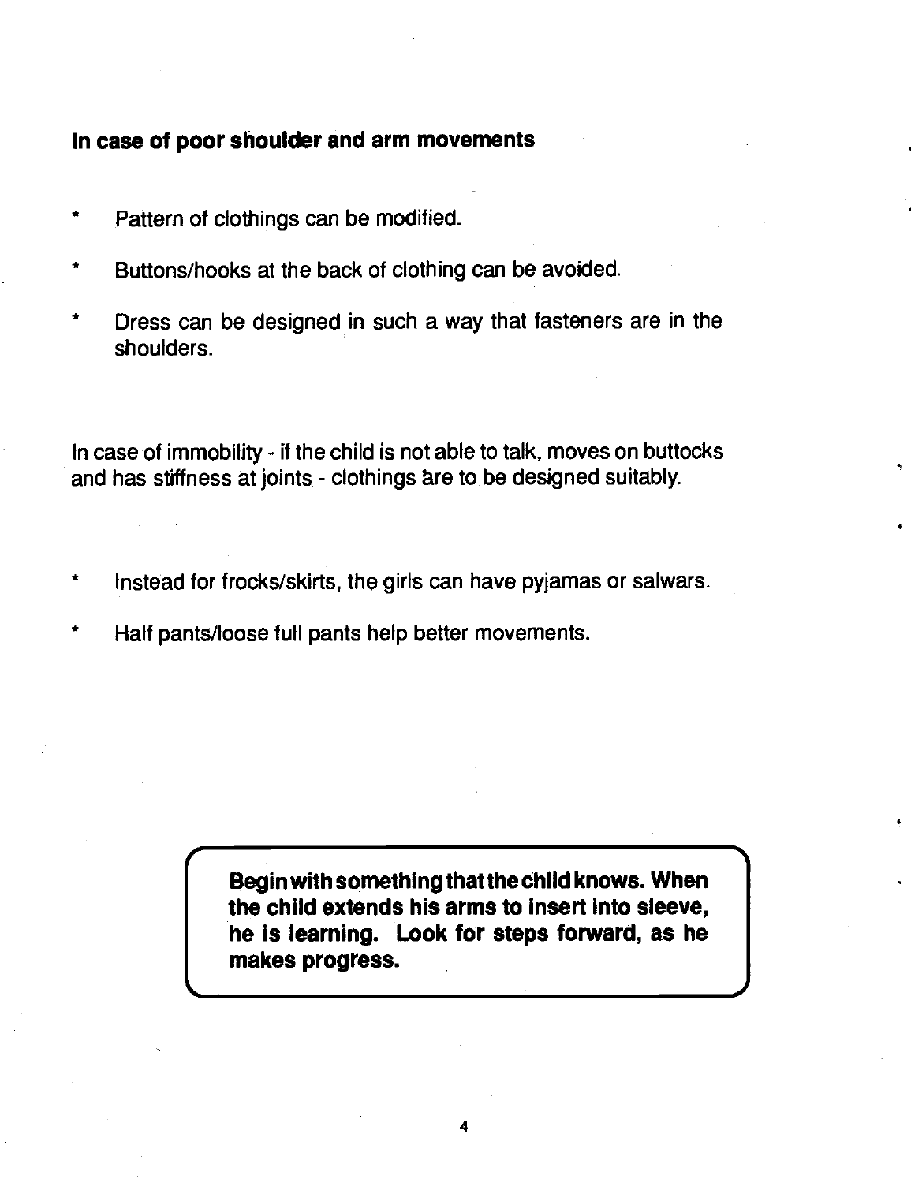**In case of poor shoulder and arm movements**

* Pattern of clothings can be modified.
* Buttons/hooks at the back of clothing can be avoided.
* Dress can be designed in such a way that fasteners are in the shoulders.

In case of immobility - if the child is not able to talk, moves on buttocks and has stiffness at joints - clothings are to be designed suitably.

* Instead for frocks/skirts, the girls can have pyjamas or salwars.
* Half pants/loose full pants help better movements.

**Begin with something that the child knows. When the child extends his arms to insert into sleeve, he is learning. Look for steps forward, as he makes progress.**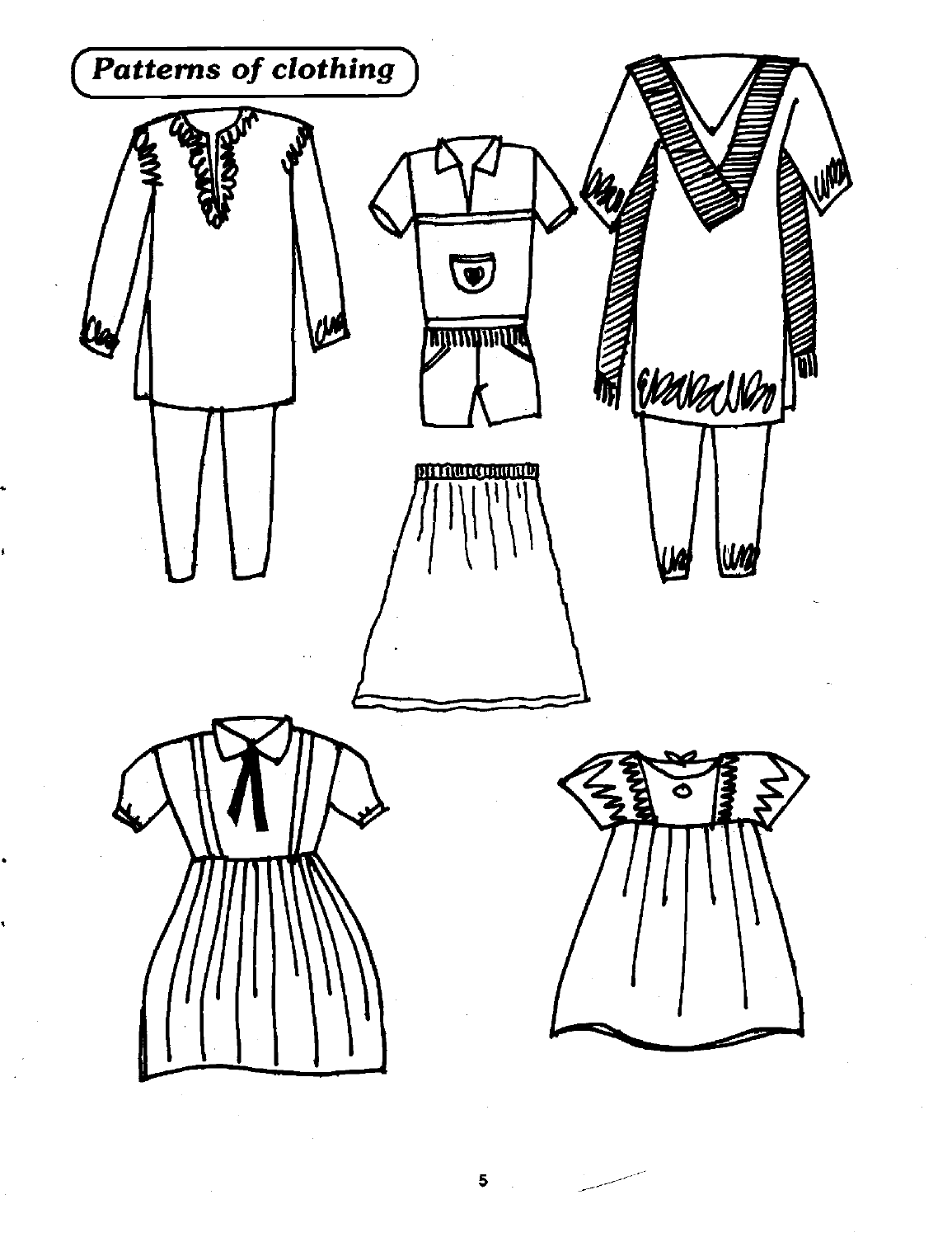## *Patterns of clothing*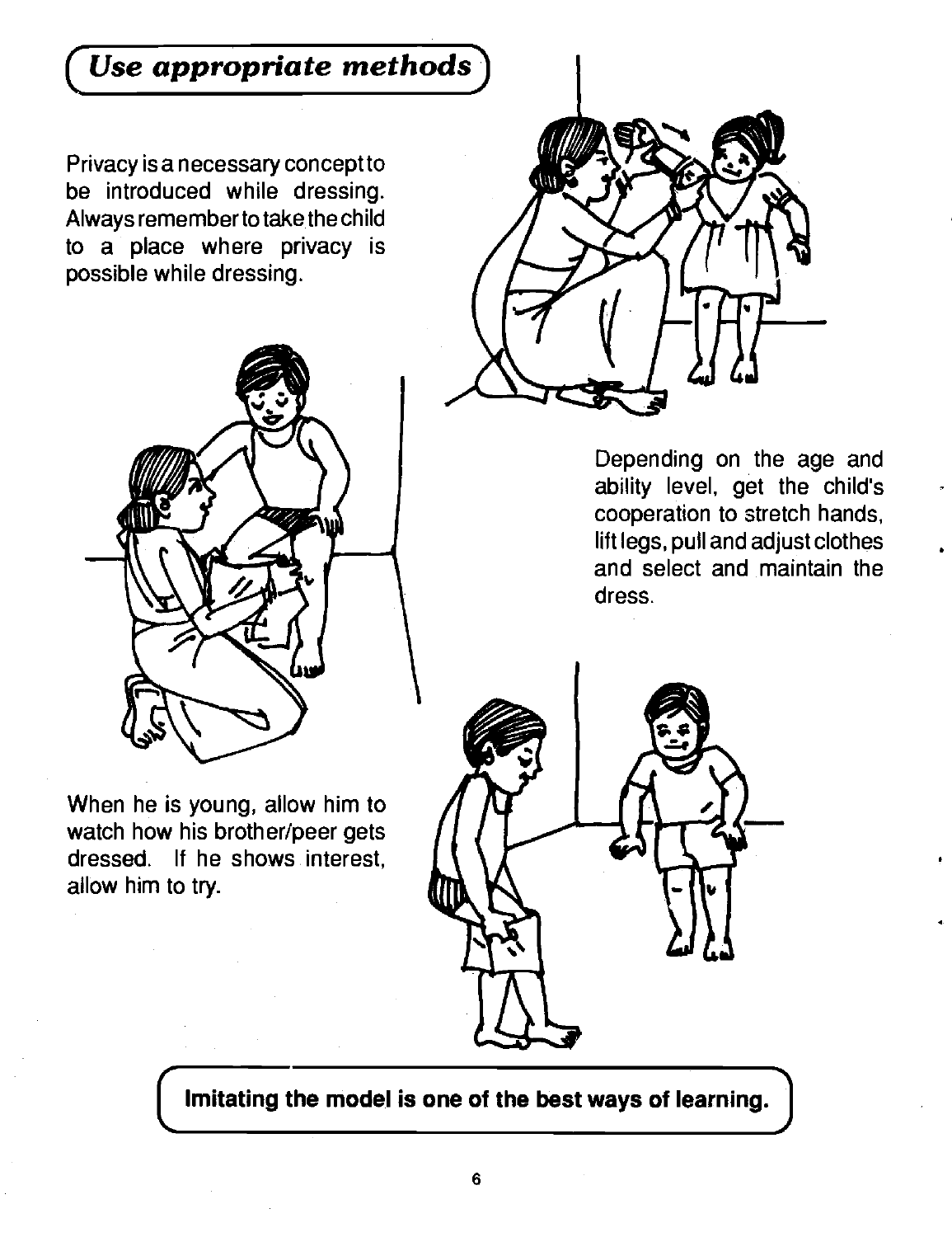## *Use appropriate methods*

Privacy is a necessary concept to be introduced while dressing. Always remember to take the child to a place where privacy is possible while dressing.

Depending on the age and ability level, get the child's cooperation to stretch hands, lift legs, pull and adjust clothes and select and maintain the dress.

When he is young, allow him to watch how his brother/peer gets dressed. If he shows interest, allow him to try.

**Imitating the model is one of the best ways of learning.**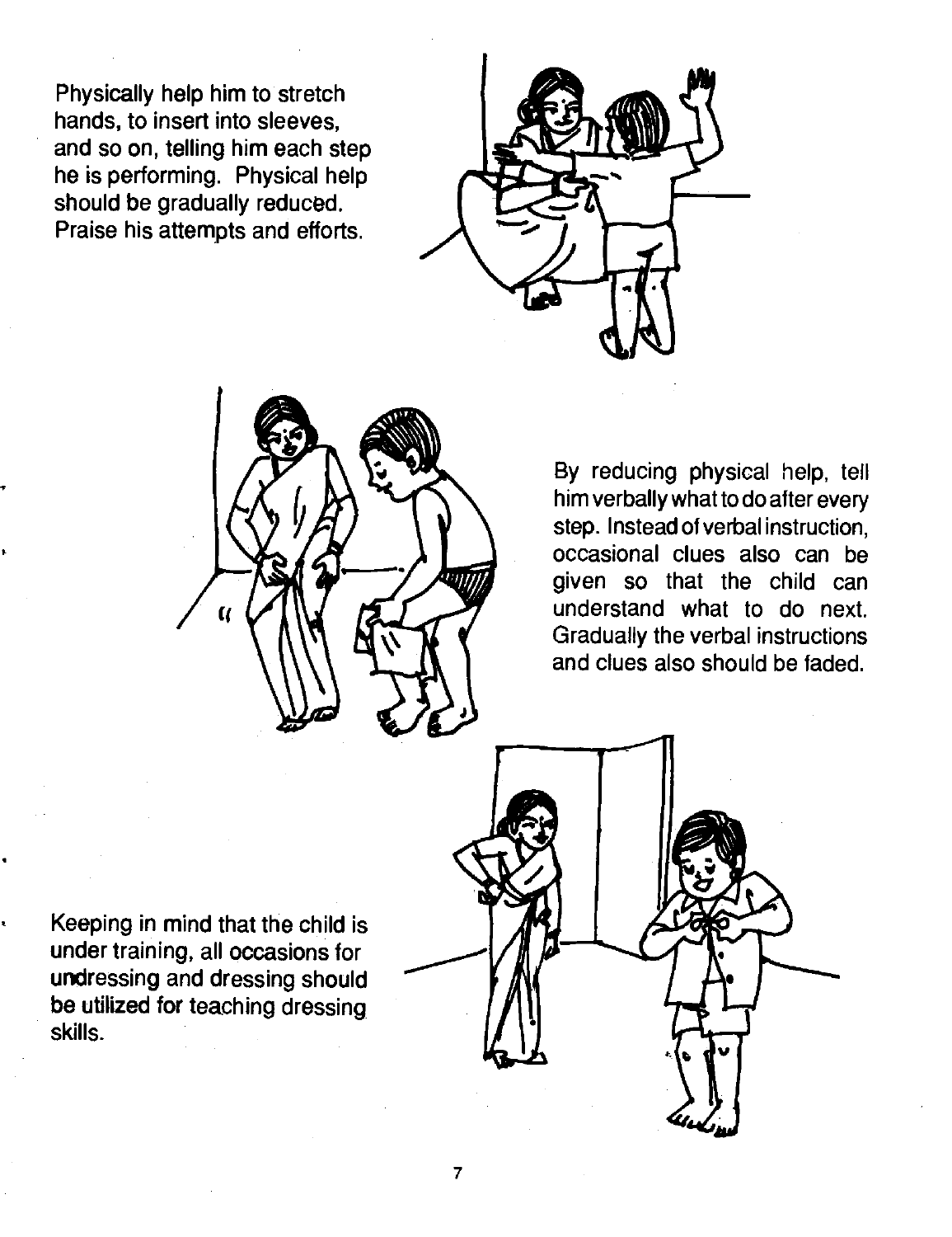Physically help him to stretch hands, to insert into sleeves, and so on, telling him each step he is performing. Physical help should be gradually reduced. Praise his attempts and efforts.

By reducing physical help, tell him verbally what to do after every step. Instead of verbal instruction, occasional clues also can be given so that the child can understand what to do next. Gradually the verbal instructions and clues also should be faded.

Keeping in mind that the child is under training, all occasions for undressing and dressing should be utilized for teaching dressing skills.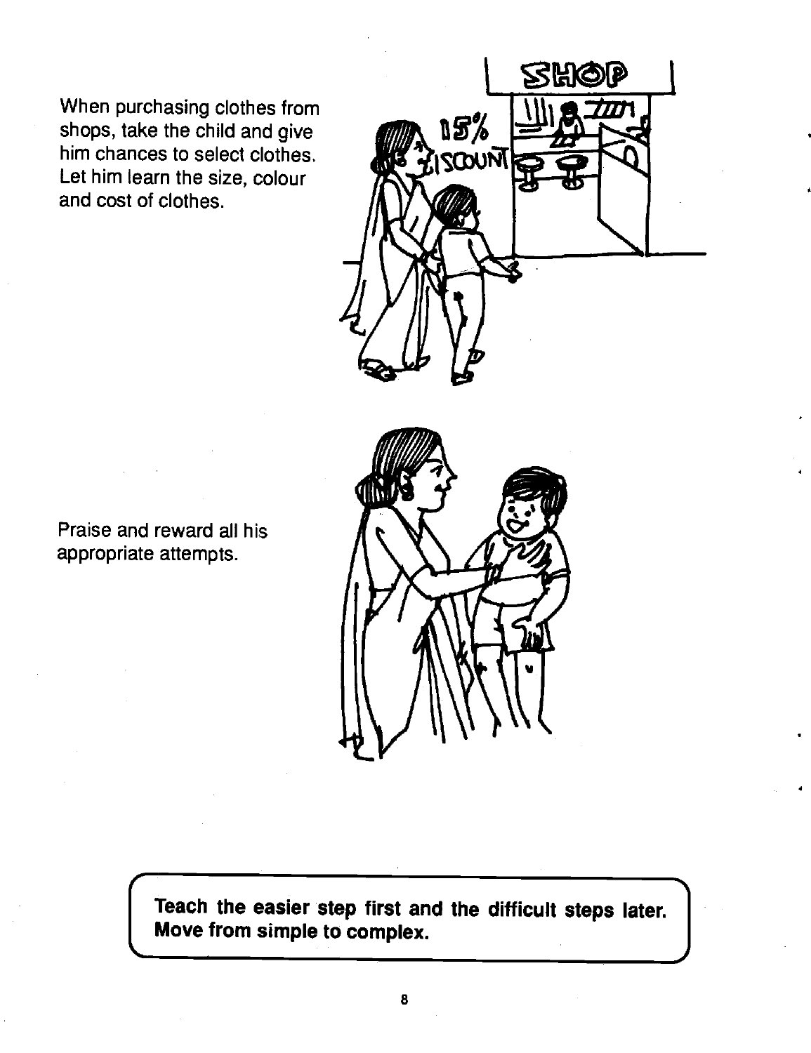When purchasing clothes from shops, take the child and give him chances to select clothes. Let him learn the size, colour and cost of clothes.

Praise and reward all his appropriate attempts.

**Teach the easier step first and the difficult steps later. Move from simple to complex.**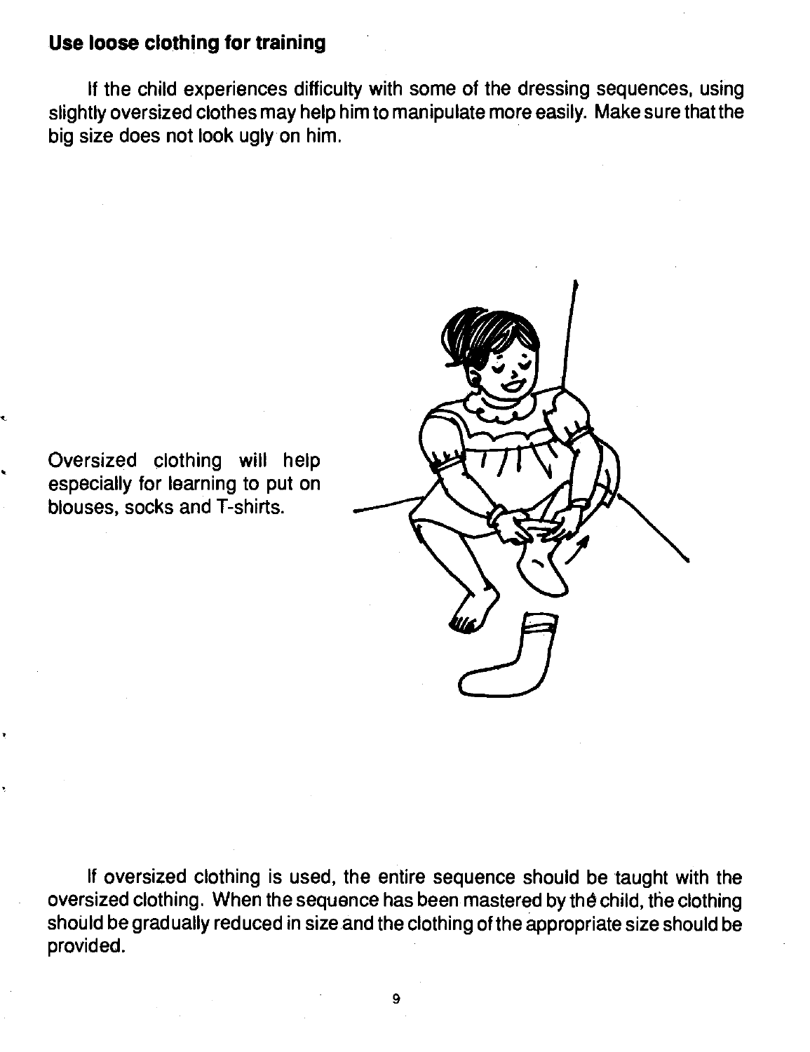## Use loose clothing for training

If the child experiences difficulty with some of the dressing sequences, using slightly oversized clothes may help him to manipulate more easily. Make sure that the big size does not look ugly on him.

Oversized clothing will help especially for learning to put on blouses, socks and T-shirts.

If oversized clothing is used, the entire sequence should be taught with the oversized clothing. When the sequence has been mastered by the child, the clothing should be gradually reduced in size and the clothing of the appropriate size should be provided.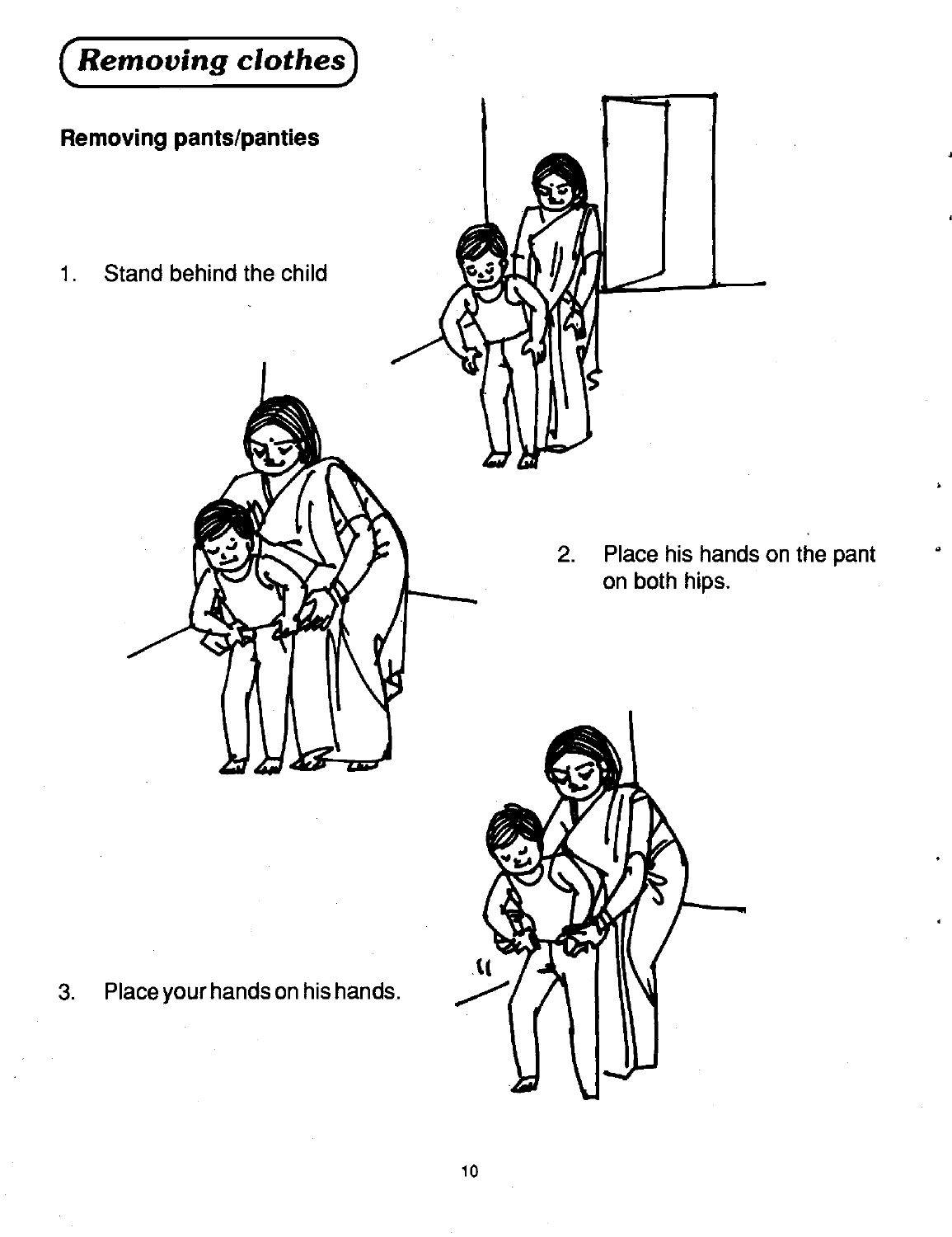# Removing clothes

## Removing pants/panties

1. Stand behind the child

2. Place his hands on the pant on both hips.

3. Place your hands on his hands.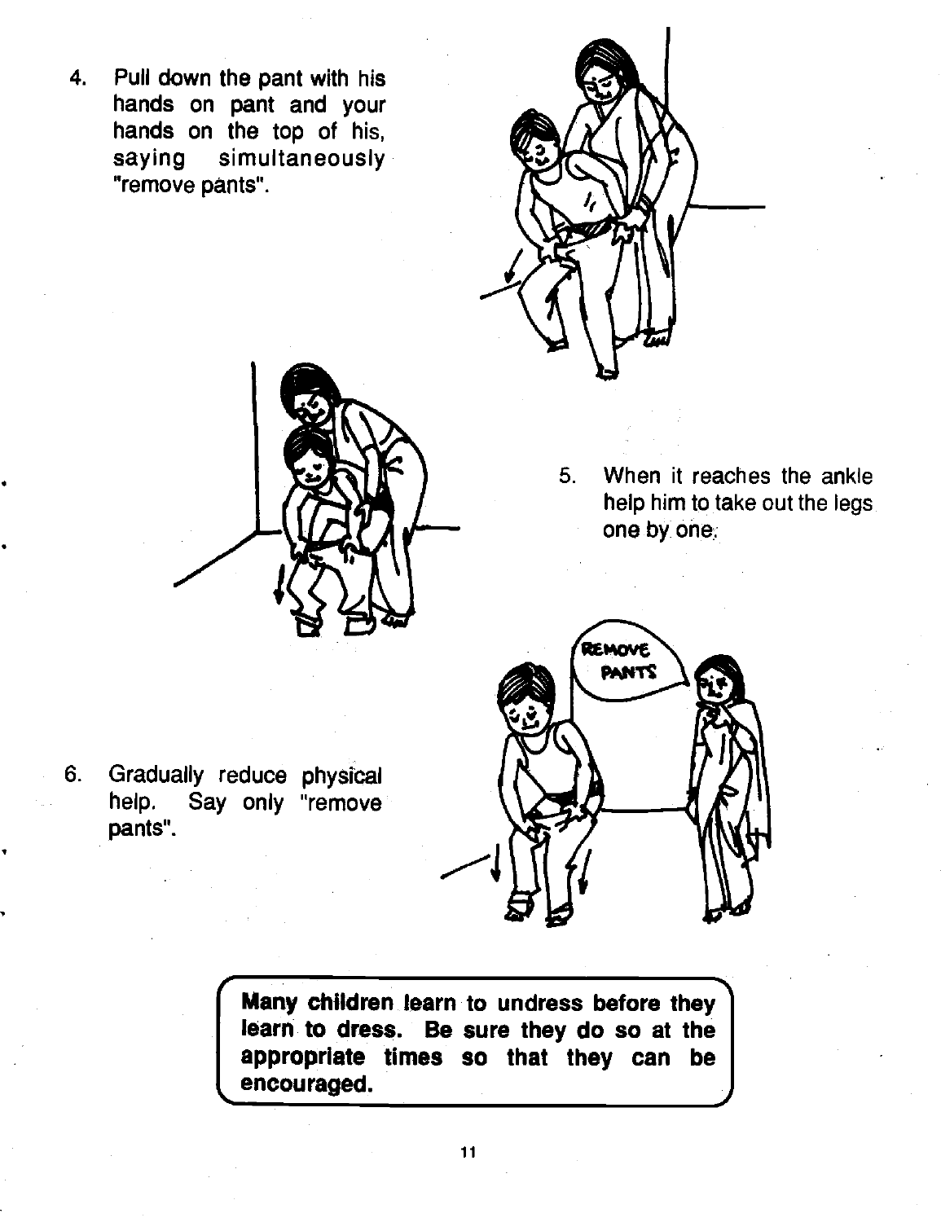4. Pull down the pant with his hands on pant and your hands on the top of his, saying simultaneously "remove pants".

5. When it reaches the ankle help him to take out the legs one by one.

6. Gradually reduce physical help. Say only "remove pants".

**Many children learn to undress before they learn to dress. Be sure they do so at the appropriate times so that they can be encouraged.**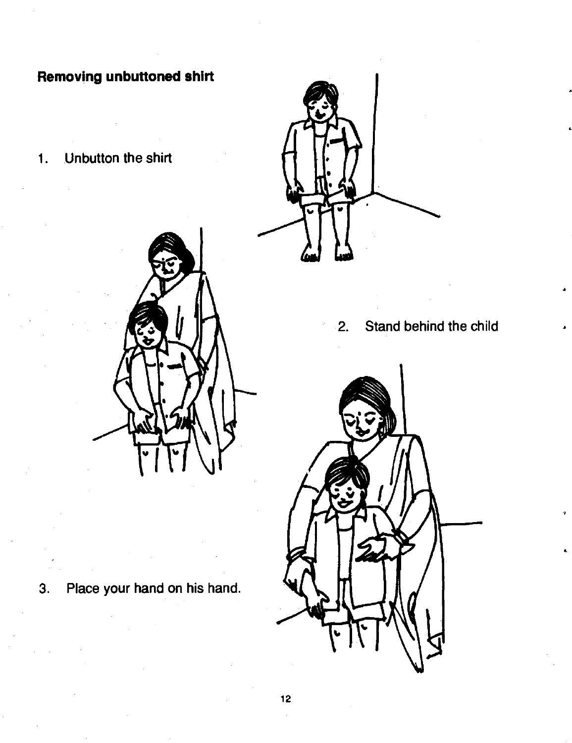## Removing unbuttoned shirt

1. Unbutton the shirt

2. Stand behind the child

3. Place your hand on his hand.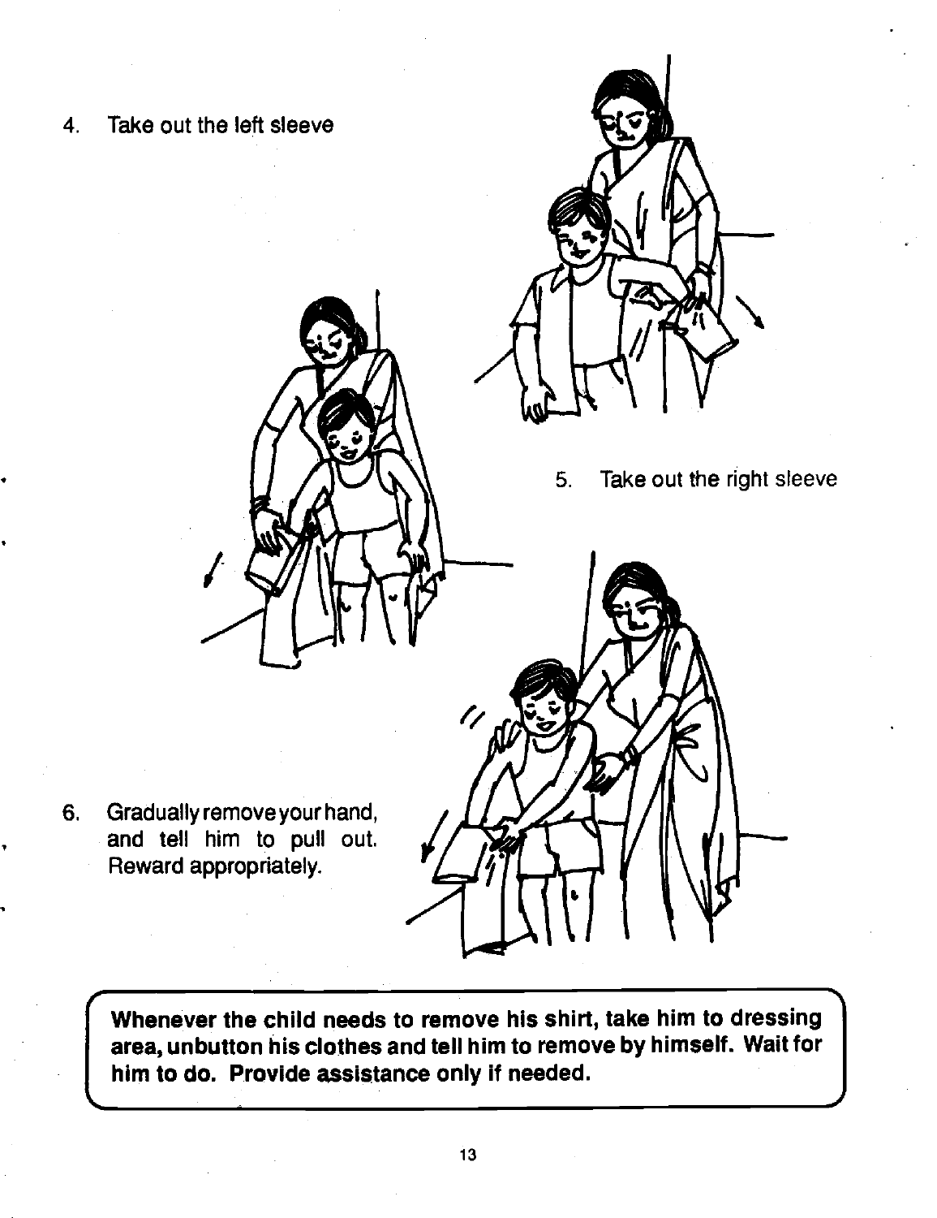4. Take out the left sleeve

5. Take out the right sleeve

6. Gradually remove your hand, and tell him to pull out. Reward appropriately.

**Whenever the child needs to remove his shirt, take him to dressing area, unbutton his clothes and tell him to remove by himself. Wait for him to do. Provide assistance only if needed.**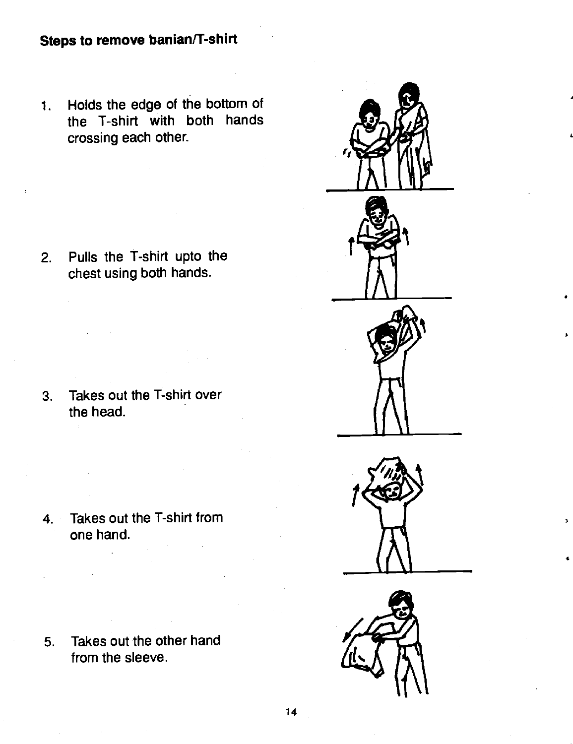**Steps to remove banian/T-shirt**

1. Holds the edge of the bottom of the T-shirt with both hands crossing each other.

2. Pulls the T-shirt upto the chest using both hands.

3. Takes out the T-shirt over the head.

4. Takes out the T-shirt from one hand.

5. Takes out the other hand from the sleeve.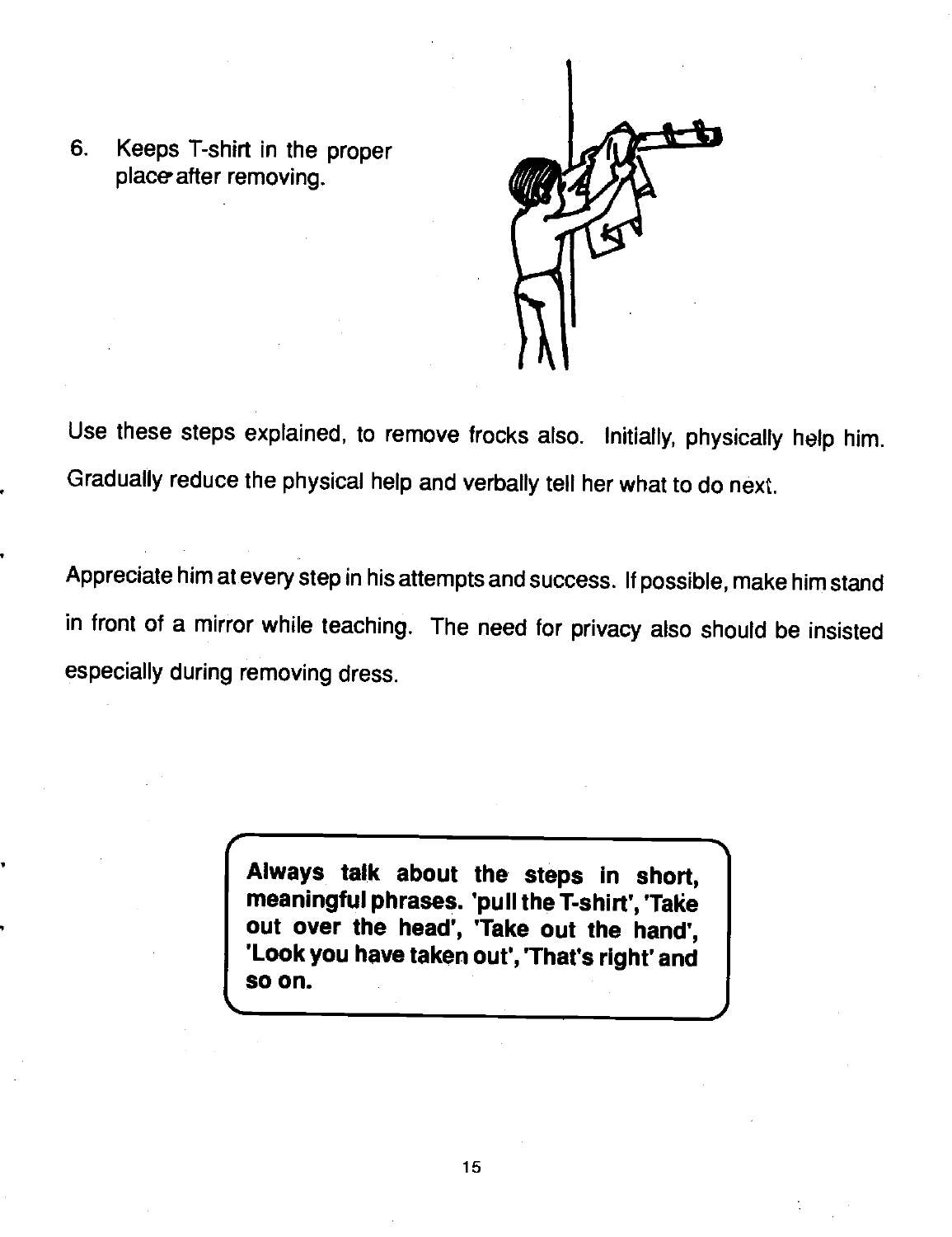6. Keeps T-shirt in the proper place after removing.

Use these steps explained, to remove frocks also. Initially, physically help him. Gradually reduce the physical help and verbally tell her what to do next.

Appreciate him at every step in his attempts and success. If possible, make him stand in front of a mirror while teaching. The need for privacy also should be insisted especially during removing dress.

**Always talk about the steps in short, meaningful phrases. 'pull the T-shirt', 'Take out over the head', 'Take out the hand', 'Look you have taken out', 'That's right' and so on.**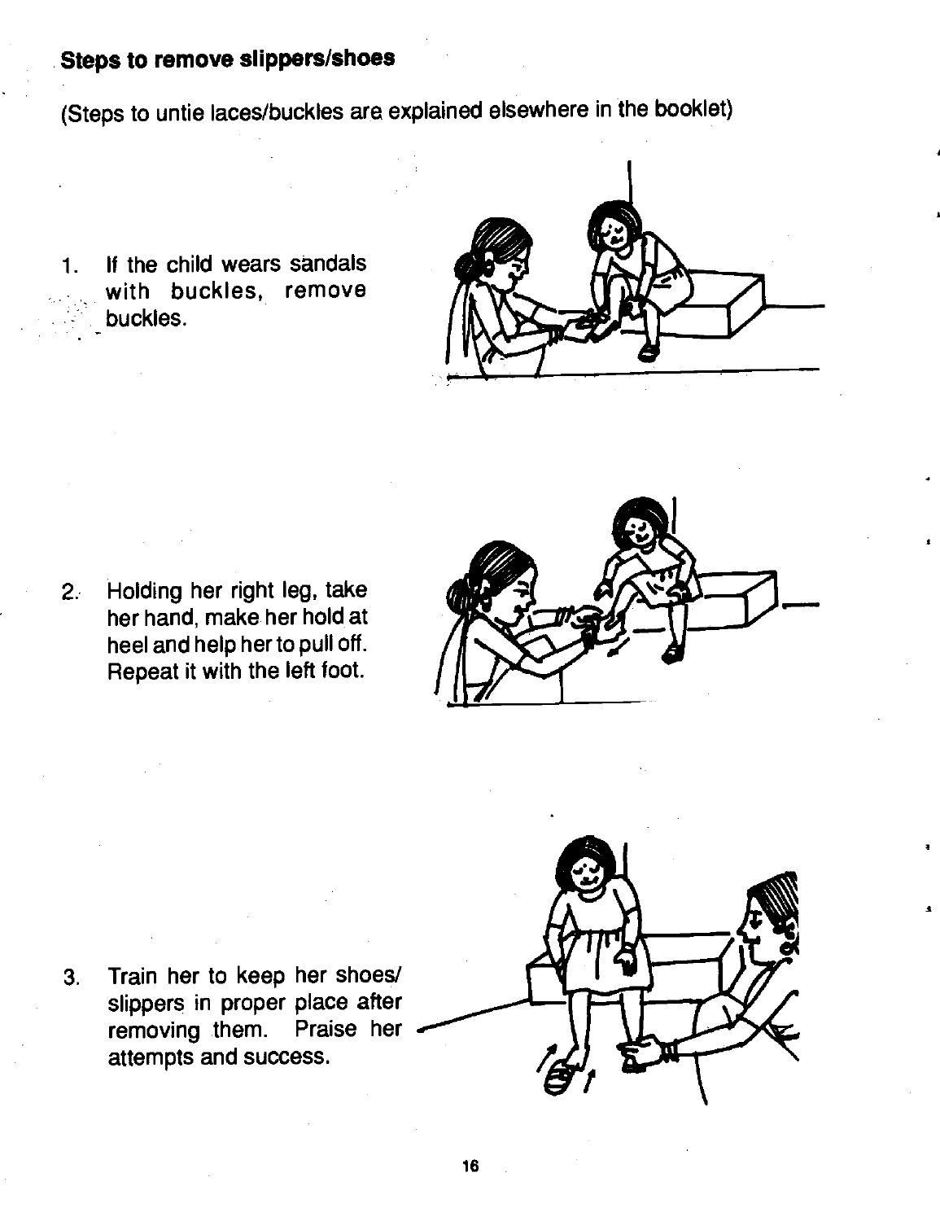**Steps to remove slippers/shoes**

(Steps to untie laces/buckles are explained elsewhere in the booklet)

1. If the child wears sandals with buckles, remove buckles.

2. Holding her right leg, take her hand, make her hold at heel and help her to pull off. Repeat it with the left foot.

3. Train her to keep her shoes/ slippers in proper place after removing them. Praise her attempts and success.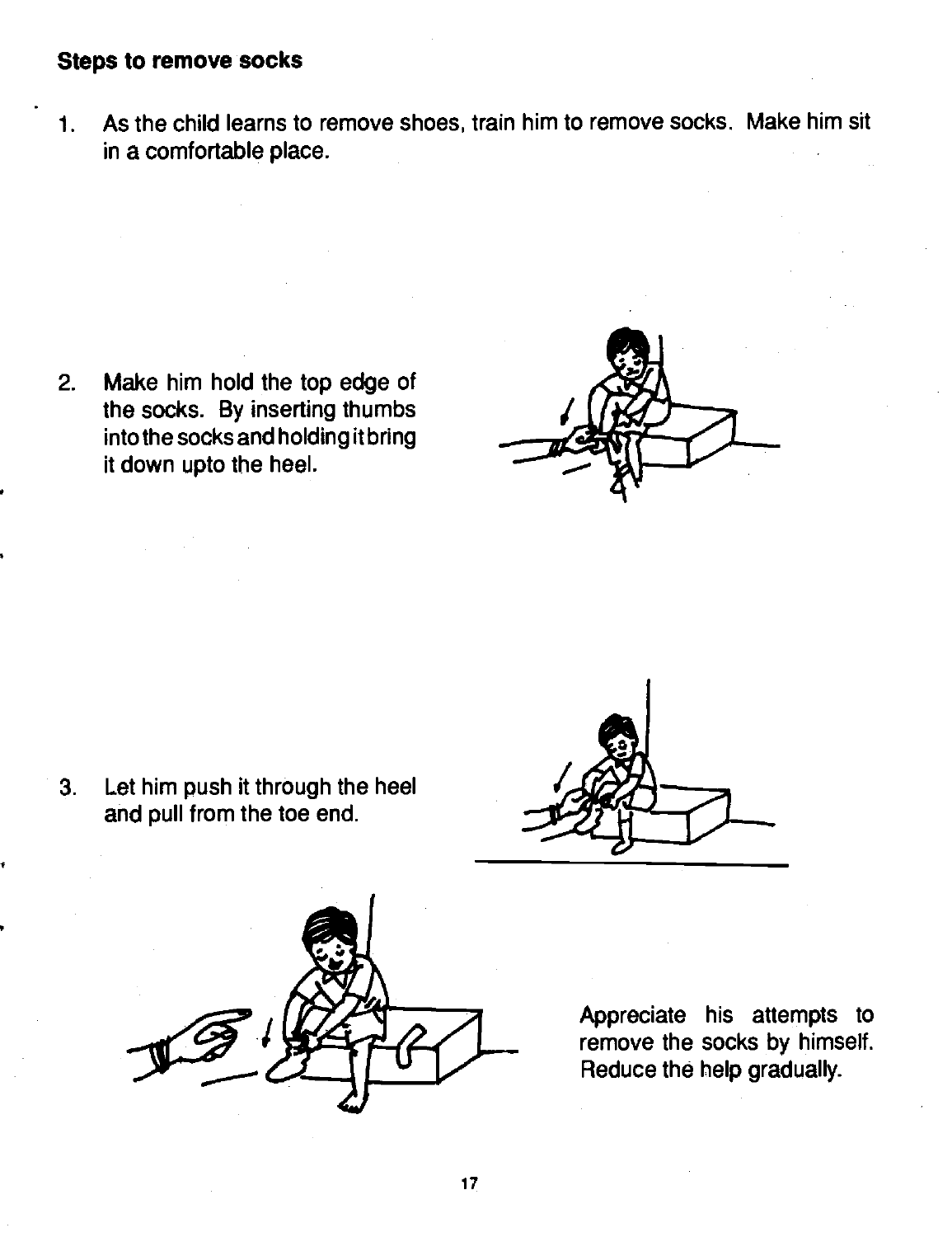**Steps to remove socks**

1. As the child learns to remove shoes, train him to remove socks. Make him sit in a comfortable place.

2. Make him hold the top edge of the socks. By inserting thumbs into the socks and holding it bring it down upto the heel.

3. Let him push it through the heel and pull from the toe end.

Appreciate his attempts to remove the socks by himself. Reduce the help gradually.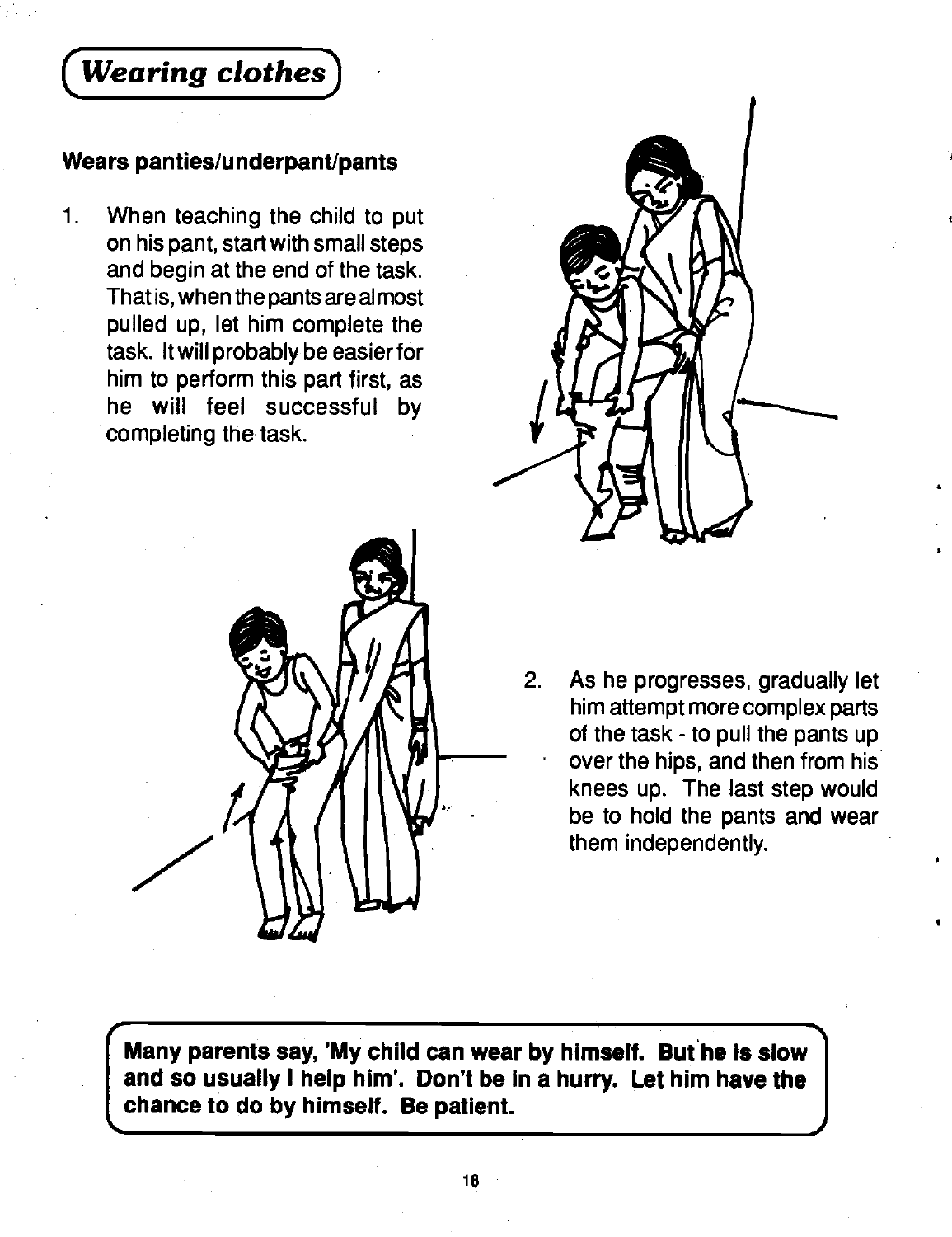## Wearing clothes

### Wears panties/underpant/pants

1. When teaching the child to put on his pant, start with small steps and begin at the end of the task. That is, when the pants are almost pulled up, let him complete the task. It will probably be easier for him to perform this part first, as he will feel successful by completing the task.

2. As he progresses, gradually let him attempt more complex parts of the task - to pull the pants up over the hips, and then from his knees up. The last step would be to hold the pants and wear them independently.

**Many parents say, 'My child can wear by himself. But he is slow and so usually I help him'. Don't be in a hurry. Let him have the chance to do by himself. Be patient.**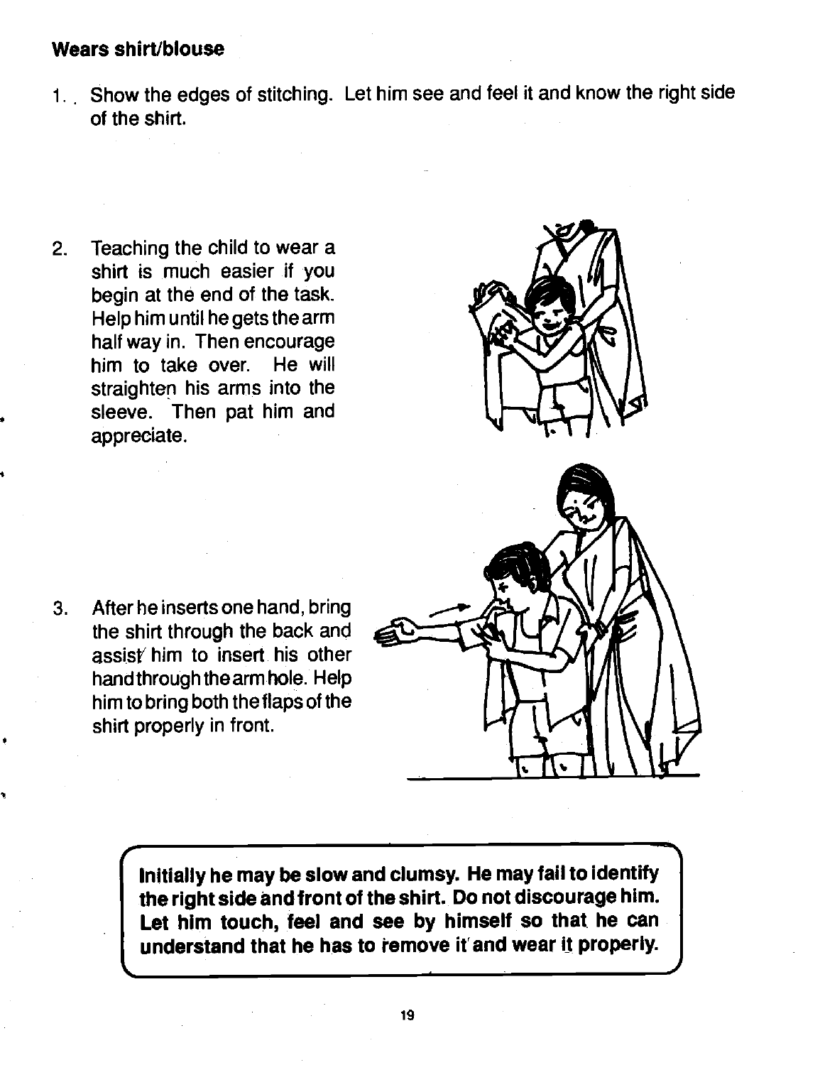**Wears shirt/blouse**

1. Show the edges of stitching. Let him see and feel it and know the right side of the shirt.

2. Teaching the child to wear a shirt is much easier if you begin at the end of the task. Help him until he gets the arm half way in. Then encourage him to take over. He will straighten his arms into the sleeve. Then pat him and appreciate.

3. After he inserts one hand, bring the shirt through the back and assist him to insert his other hand through the arm hole. Help him to bring both the flaps of the shirt properly in front.

**Initially he may be slow and clumsy. He may fail to identify the right side and front of the shirt. Do not discourage him. Let him touch, feel and see by himself so that he can understand that he has to remove it and wear it properly.**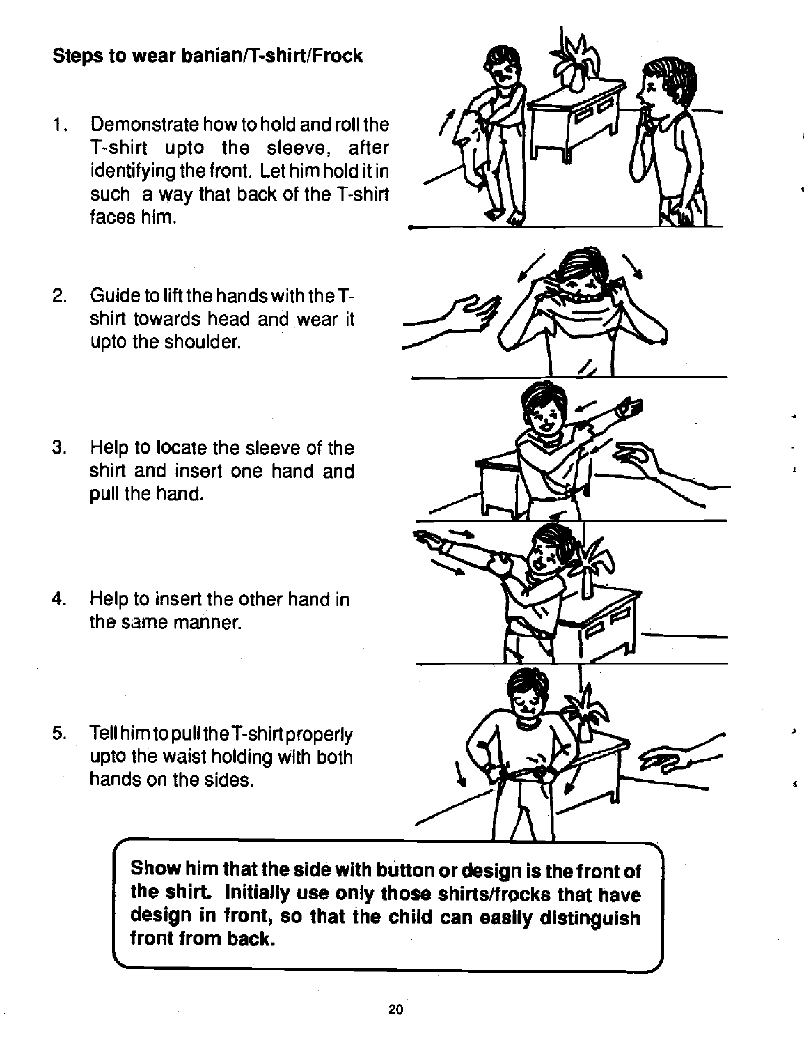**Steps to wear banian/T-shirt/Frock**

1. Demonstrate how to hold and roll the T-shirt upto the sleeve, after identifying the front. Let him hold it in such a way that back of the T-shirt faces him.

2. Guide to lift the hands with the T-shirt towards head and wear it upto the shoulder.

3. Help to locate the sleeve of the shirt and insert one hand and pull the hand.

4. Help to insert the other hand in the same manner.

5. Tell him to pull the T-shirt properly upto the waist holding with both hands on the sides.

**Show him that the side with button or design is the front of the shirt. Initially use only those shirts/frocks that have design in front, so that the child can easily distinguish front from back.**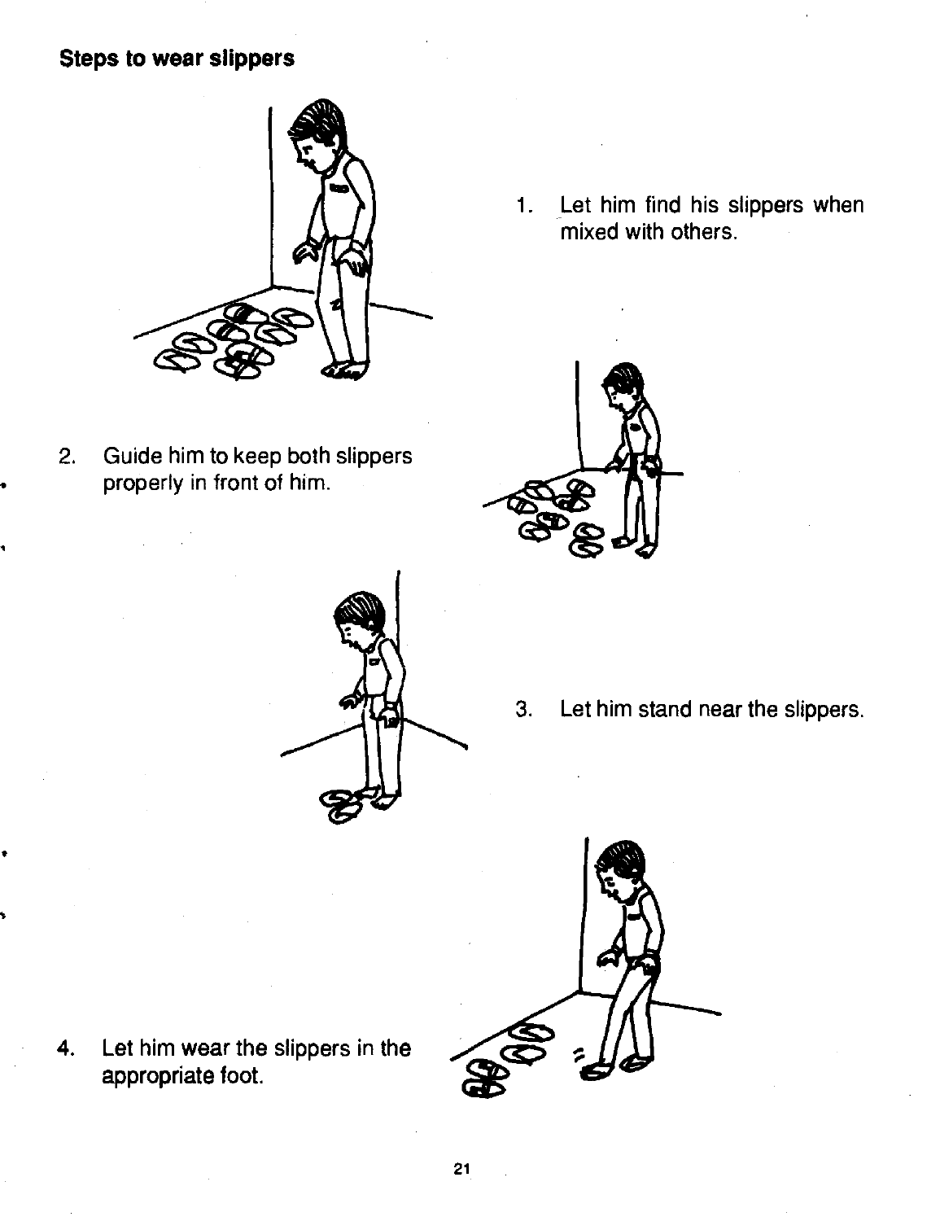**Steps to wear slippers**

1. Let him find his slippers when mixed with others.

2. Guide him to keep both slippers properly in front of him.

3. Let him stand near the slippers.

4. Let him wear the slippers in the appropriate foot.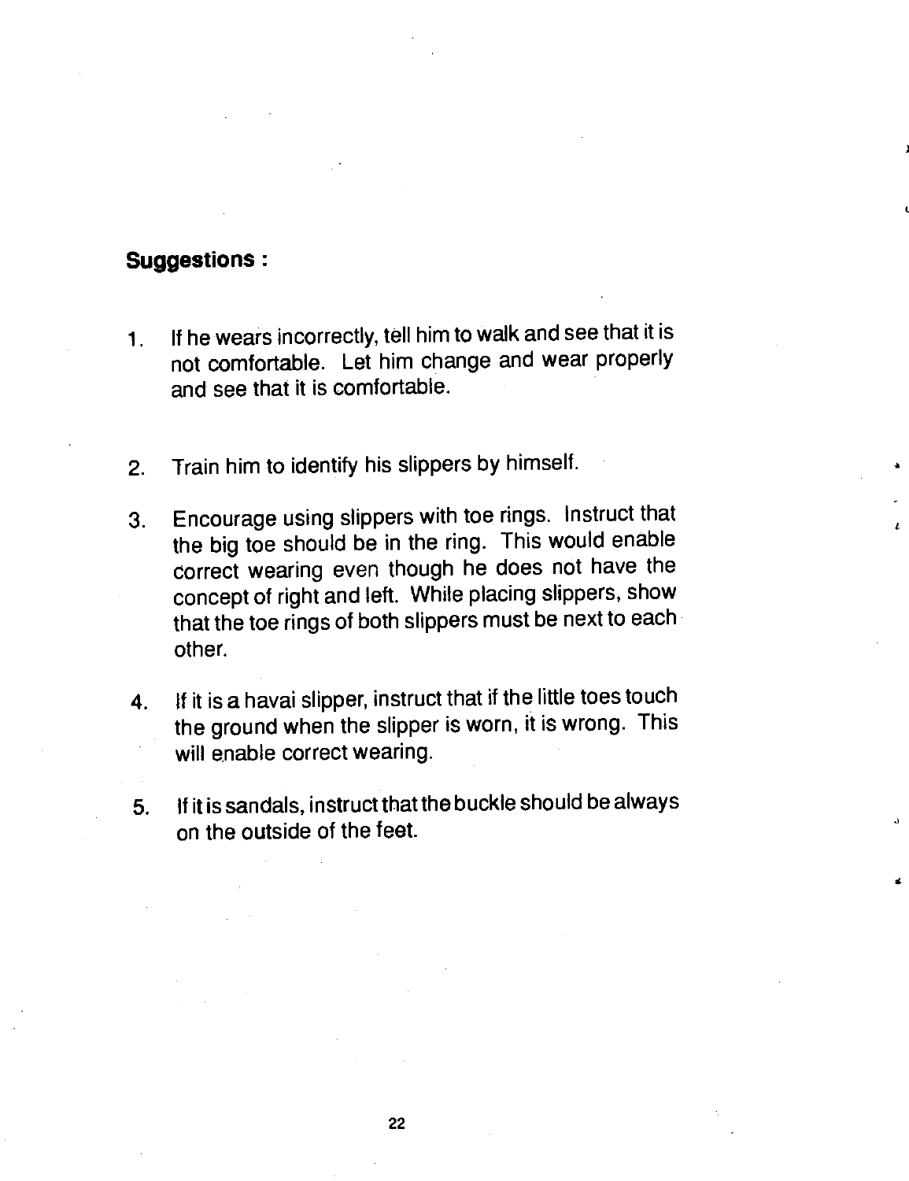**Suggestions :**

1. If he wears incorrectly, tell him to walk and see that it is not comfortable. Let him change and wear properly and see that it is comfortable.

2. Train him to identify his slippers by himself.

3. Encourage using slippers with toe rings. Instruct that the big toe should be in the ring. This would enable correct wearing even though he does not have the concept of right and left. While placing slippers, show that the toe rings of both slippers must be next to each other.

4. If it is a havai slipper, instruct that if the little toes touch the ground when the slipper is worn, it is wrong. This will enable correct wearing.

5. If it is sandals, instruct that the buckle should be always on the outside of the feet.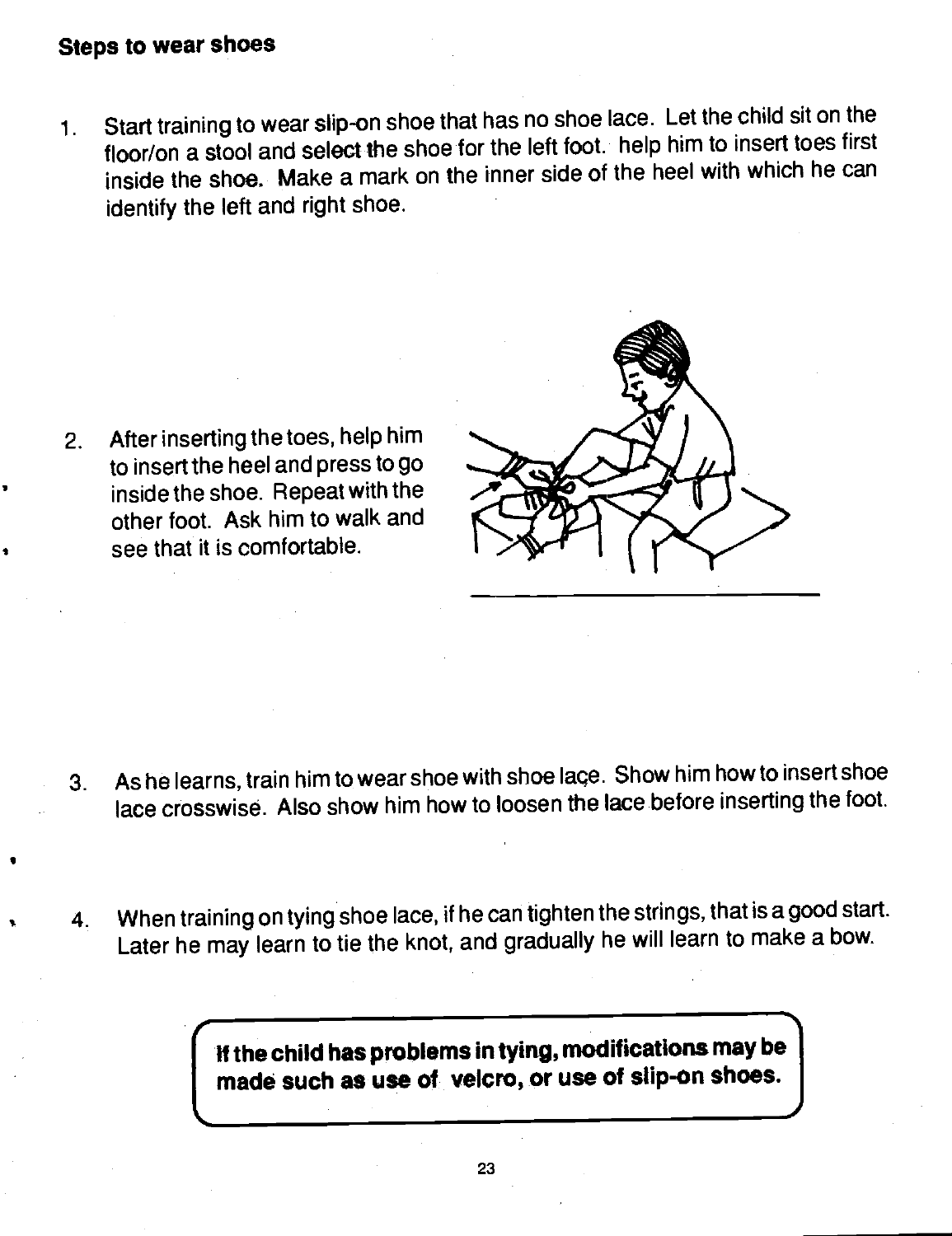**Steps to wear shoes**

1. Start training to wear slip-on shoe that has no shoe lace. Let the child sit on the floor/on a stool and select the shoe for the left foot. help him to insert toes first inside the shoe. Make a mark on the inner side of the heel with which he can identify the left and right shoe.

2. After inserting the toes, help him to insert the heel and press to go inside the shoe. Repeat with the other foot. Ask him to walk and see that it is comfortable.

3. As he learns, train him to wear shoe with shoe laçe. Show him how to insert shoe lace crosswise. Also show him how to loosen the lace before inserting the foot.

4. When training on tying shoe lace, if he can tighten the strings, that is a good start. Later he may learn to tie the knot, and gradually he will learn to make a bow.

**If the child has problems in tying, modifications may be made such as use of velcro, or use of slip-on shoes.**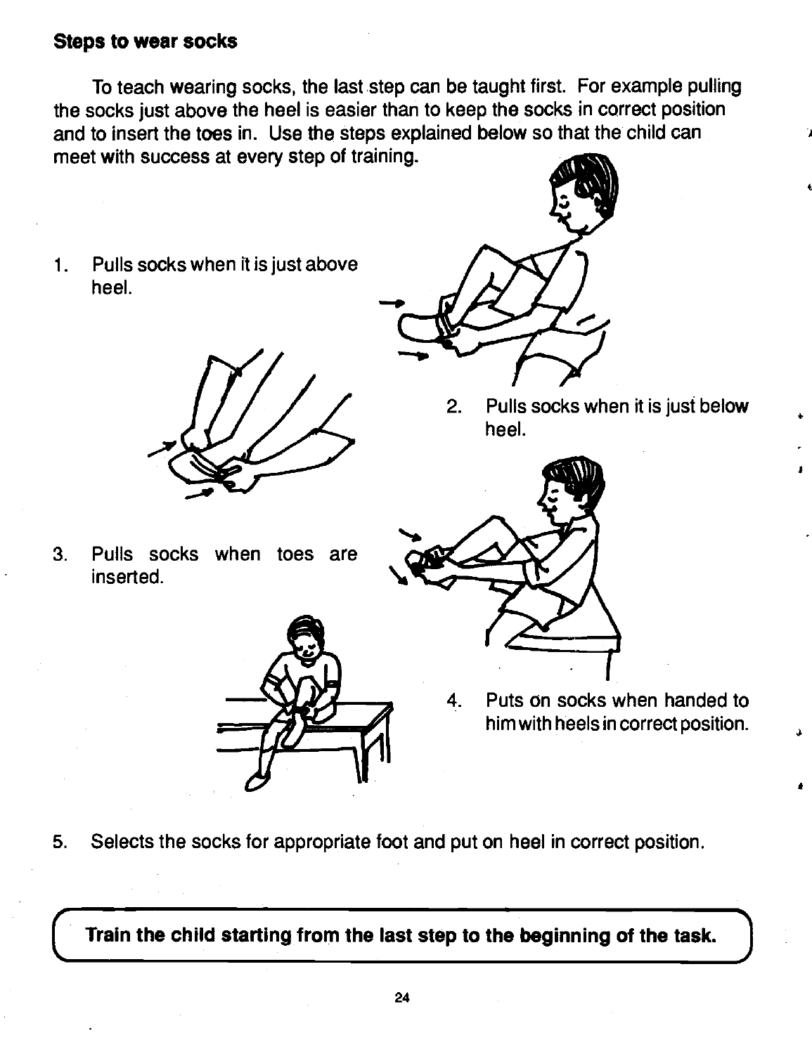## Steps to wear socks

To teach wearing socks, the last step can be taught first. For example pulling the socks just above the heel is easier than to keep the socks in correct position and to insert the toes in. Use the steps explained below so that the child can meet with success at every step of training.

1. Pulls socks when it is just above heel.

2. Pulls socks when it is just below heel.

3. Pulls socks when toes are inserted.

4. Puts on socks when handed to him with heels in correct position.

5. Selects the socks for appropriate foot and put on heel in correct position.

**Train the child starting from the last step to the beginning of the task.**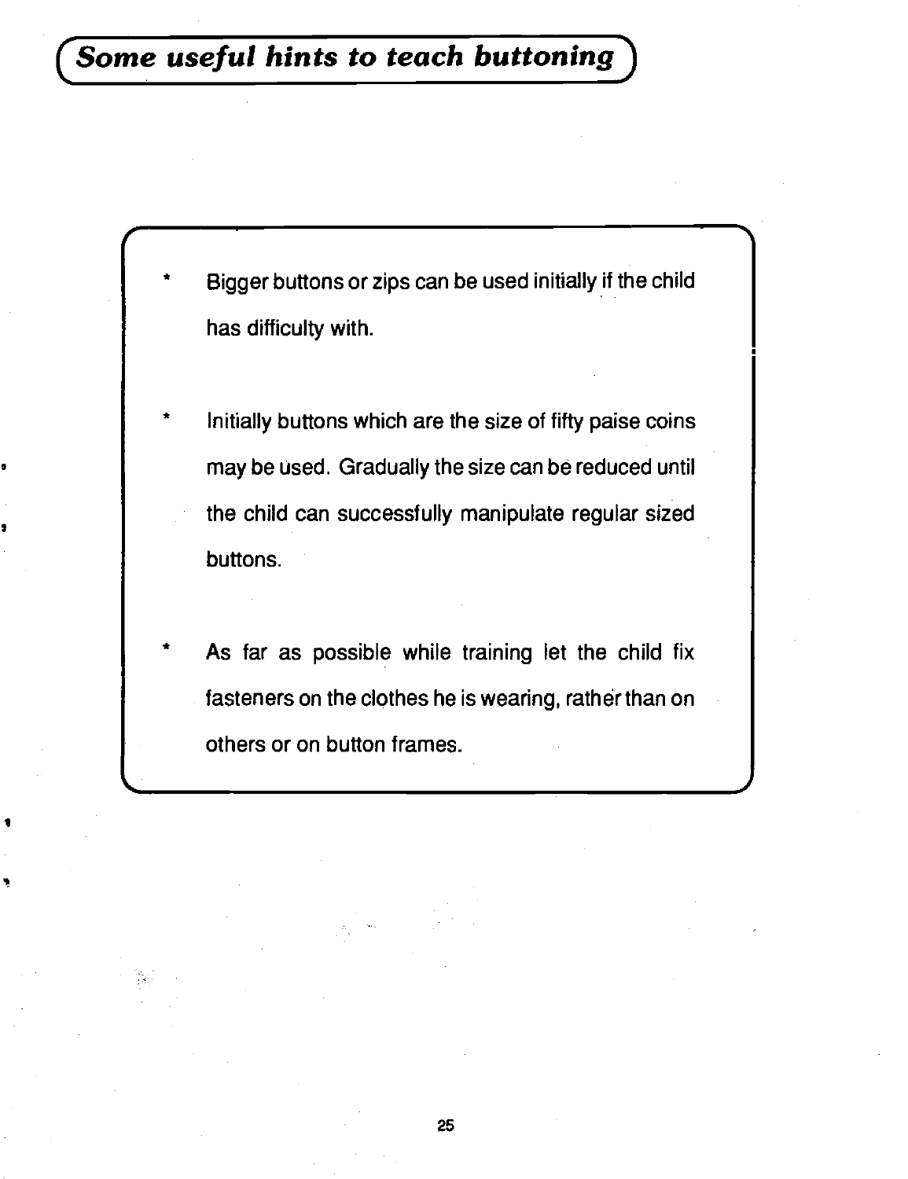## *Some useful hints to teach buttoning*

- Bigger buttons or zips can be used initially if the child has difficulty with.

- Initially buttons which are the size of fifty paise coins may be used. Gradually the size can be reduced until the child can successfully manipulate regular sized buttons.

- As far as possible while training let the child fix fasteners on the clothes he is wearing, rather than on others or on button frames.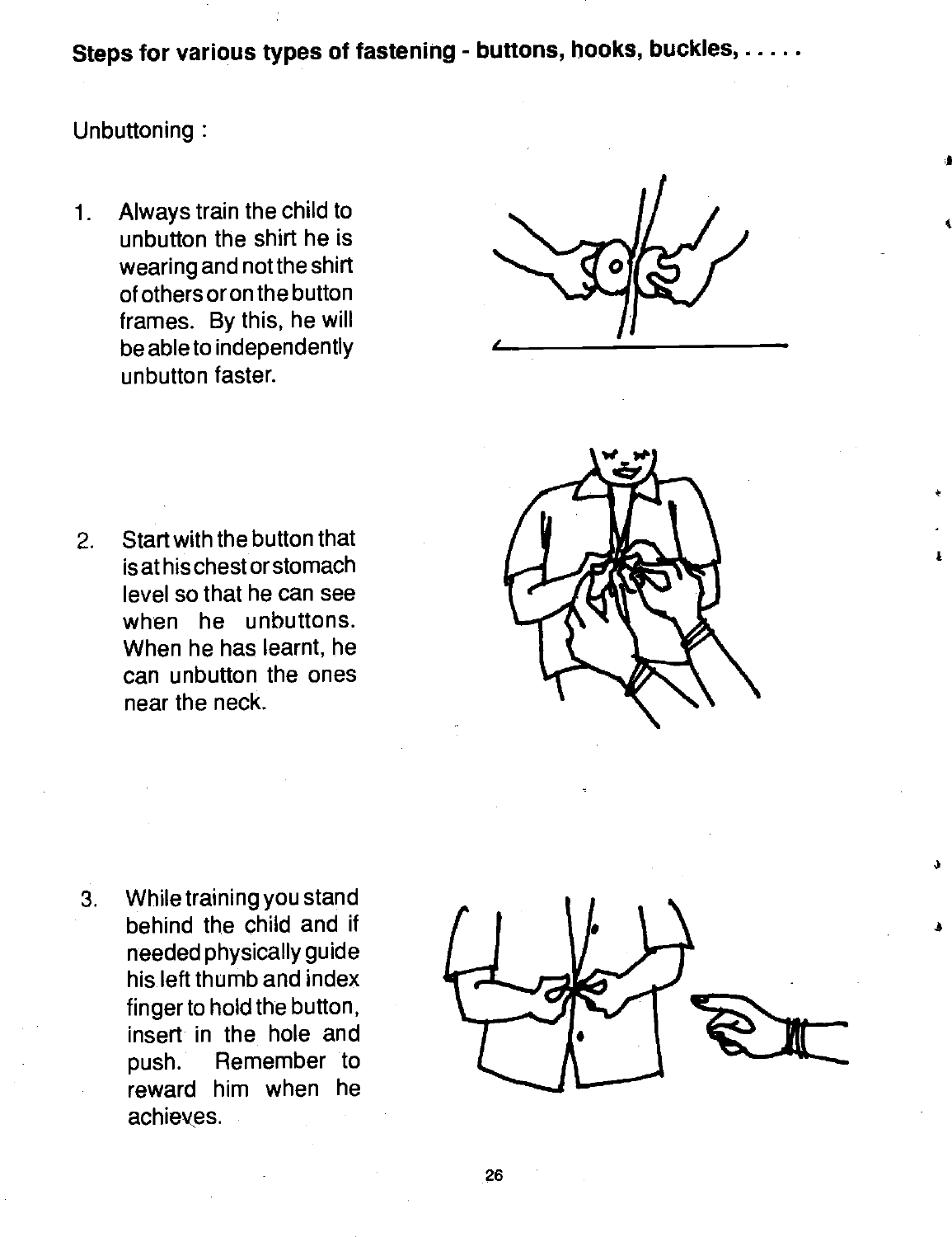**Steps for various types of fastening - buttons, hooks, buckles, . . . . .**

Unbuttoning :

1. Always train the child to unbutton the shirt he is wearing and not the shirt of others or on the button frames. By this, he will be able to independently unbutton faster.

2. Start with the button that is at his chest or stomach level so that he can see when he unbuttons. When he has learnt, he can unbutton the ones near the neck.

3. While training you stand behind the child and if needed physically guide his left thumb and index finger to hold the button, insert in the hole and push. Remember to reward him when he achieves.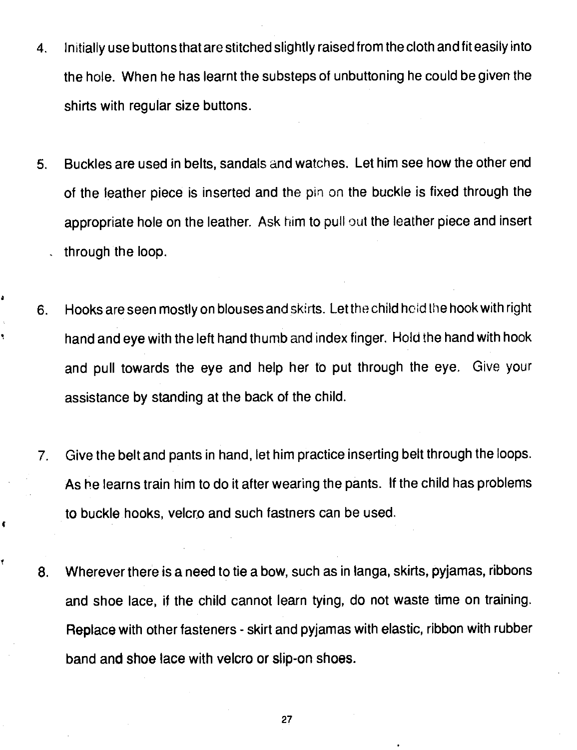4. Initially use buttons that are stitched slightly raised from the cloth and fit easily into the hole. When he has learnt the substeps of unbuttoning he could be given the shirts with regular size buttons.

5. Buckles are used in belts, sandals and watches. Let him see how the other end of the leather piece is inserted and the pin on the buckle is fixed through the appropriate hole on the leather. Ask him to pull out the leather piece and insert through the loop.

6. Hooks are seen mostly on blouses and skirts. Let the child hold the hook with right hand and eye with the left hand thumb and index finger. Hold the hand with hook and pull towards the eye and help her to put through the eye. Give your assistance by standing at the back of the child.

7. Give the belt and pants in hand, let him practice inserting belt through the loops. As he learns train him to do it after wearing the pants. If the child has problems to buckle hooks, velcro and such fastners can be used.

8. Wherever there is a need to tie a bow, such as in langa, skirts, pyjamas, ribbons and shoe lace, if the child cannot learn tying, do not waste time on training. Replace with other fasteners - skirt and pyjamas with elastic, ribbon with rubber band and shoe lace with velcro or slip-on shoes.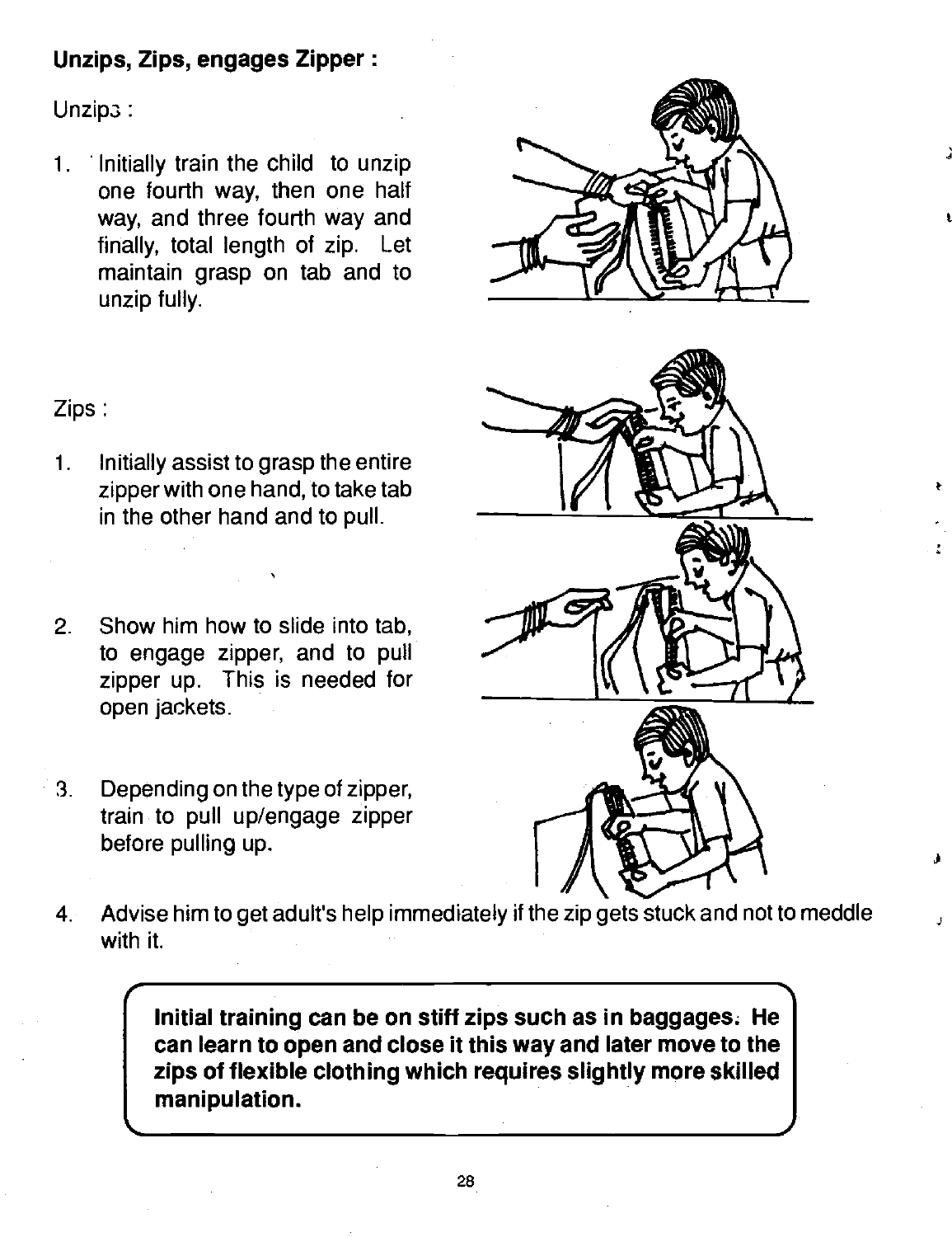**Unzips, Zips, engages Zipper :**

Unzips :

1. Initially train the child to unzip one fourth way, then one half way, and three fourth way and finally, total length of zip. Let maintain grasp on tab and to unzip fully.

Zips :

1. Initially assist to grasp the entire zipper with one hand, to take tab in the other hand and to pull.

2. Show him how to slide into tab, to engage zipper, and to pull zipper up. This is needed for open jackets.

3. Depending on the type of zipper, train to pull up/engage zipper before pulling up.

4. Advise him to get adult's help immediately if the zip gets stuck and not to meddle with it.

> **Initial training can be on stiff zips such as in baggages. He can learn to open and close it this way and later move to the zips of flexible clothing which requires slightly more skilled manipulation.**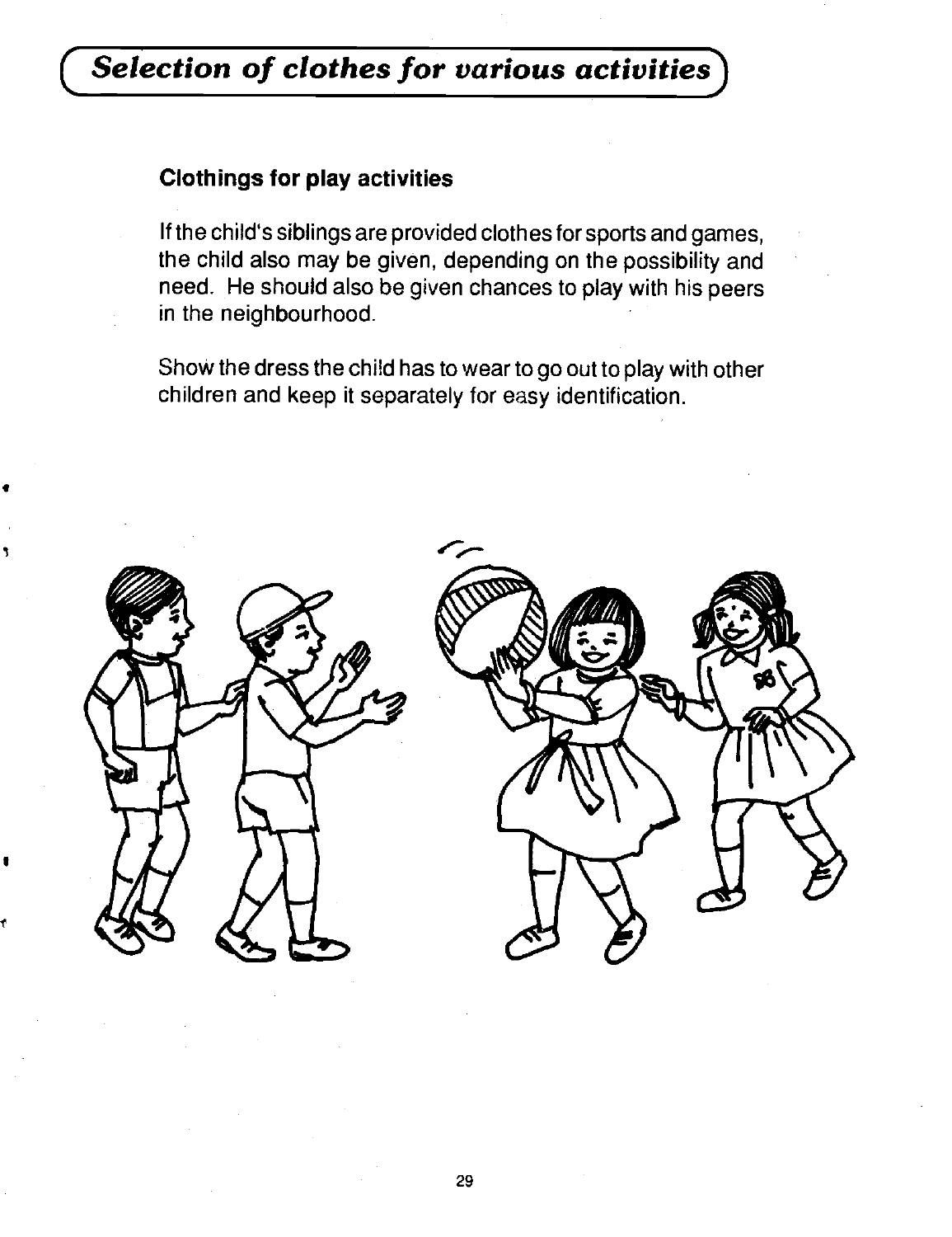# *Selection of clothes for various activities*

**Clothings for play activities**

If the child's siblings are provided clothes for sports and games, the child also may be given, depending on the possibility and need. He should also be given chances to play with his peers in the neighbourhood.

Show the dress the child has to wear to go out to play with other children and keep it separately for easy identification.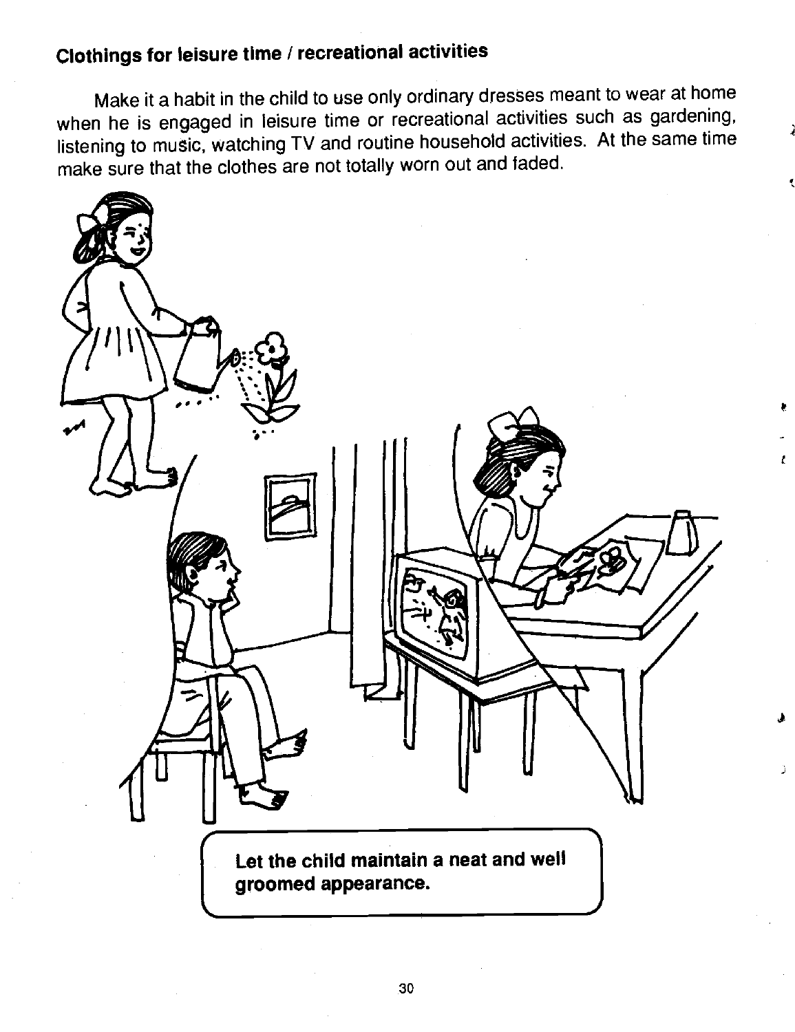## Clothings for leisure time / recreational activities

Make it a habit in the child to use only ordinary dresses meant to wear at home when he is engaged in leisure time or recreational activities such as gardening, listening to music, watching TV and routine household activities. At the same time make sure that the clothes are not totally worn out and faded.

**Let the child maintain a neat and well groomed appearance.**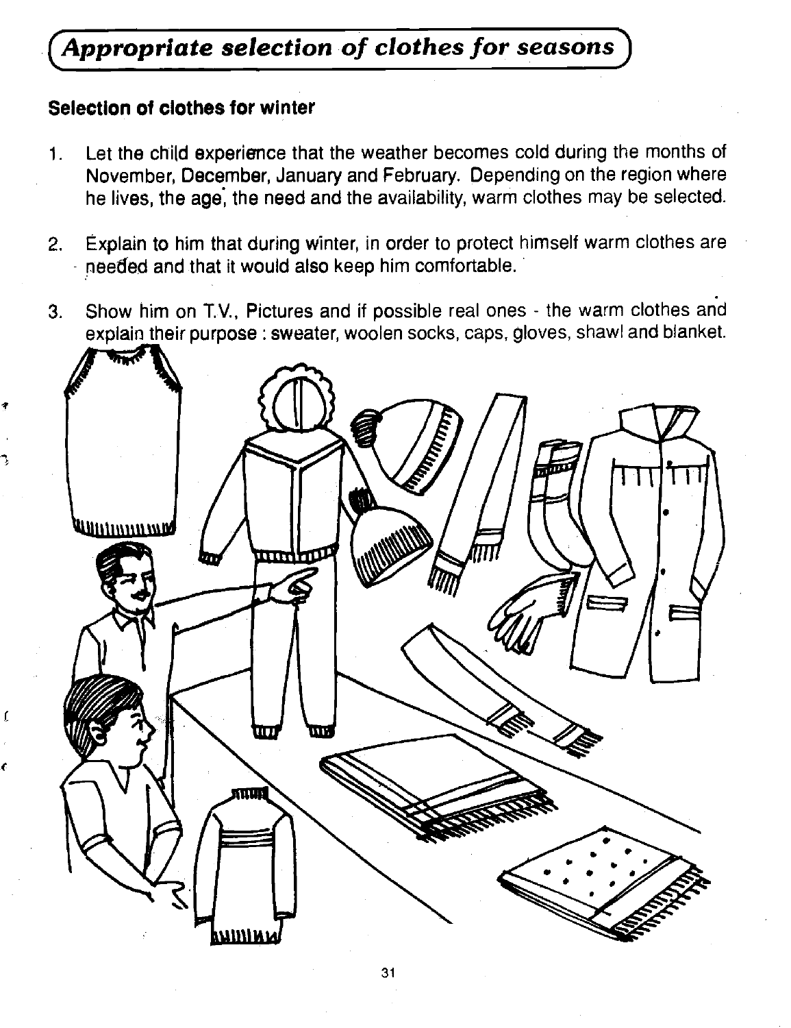## *Appropriate selection of clothes for seasons*

**Selection of clothes for winter**

1. Let the child experience that the weather becomes cold during the months of November, December, January and February. Depending on the region where he lives, the age, the need and the availability, warm clothes may be selected.

2. Explain to him that during winter, in order to protect himself warm clothes are needed and that it would also keep him comfortable.

3. Show him on T.V., Pictures and if possible real ones - the warm clothes and explain their purpose : sweater, woolen socks, caps, gloves, shawl and blanket.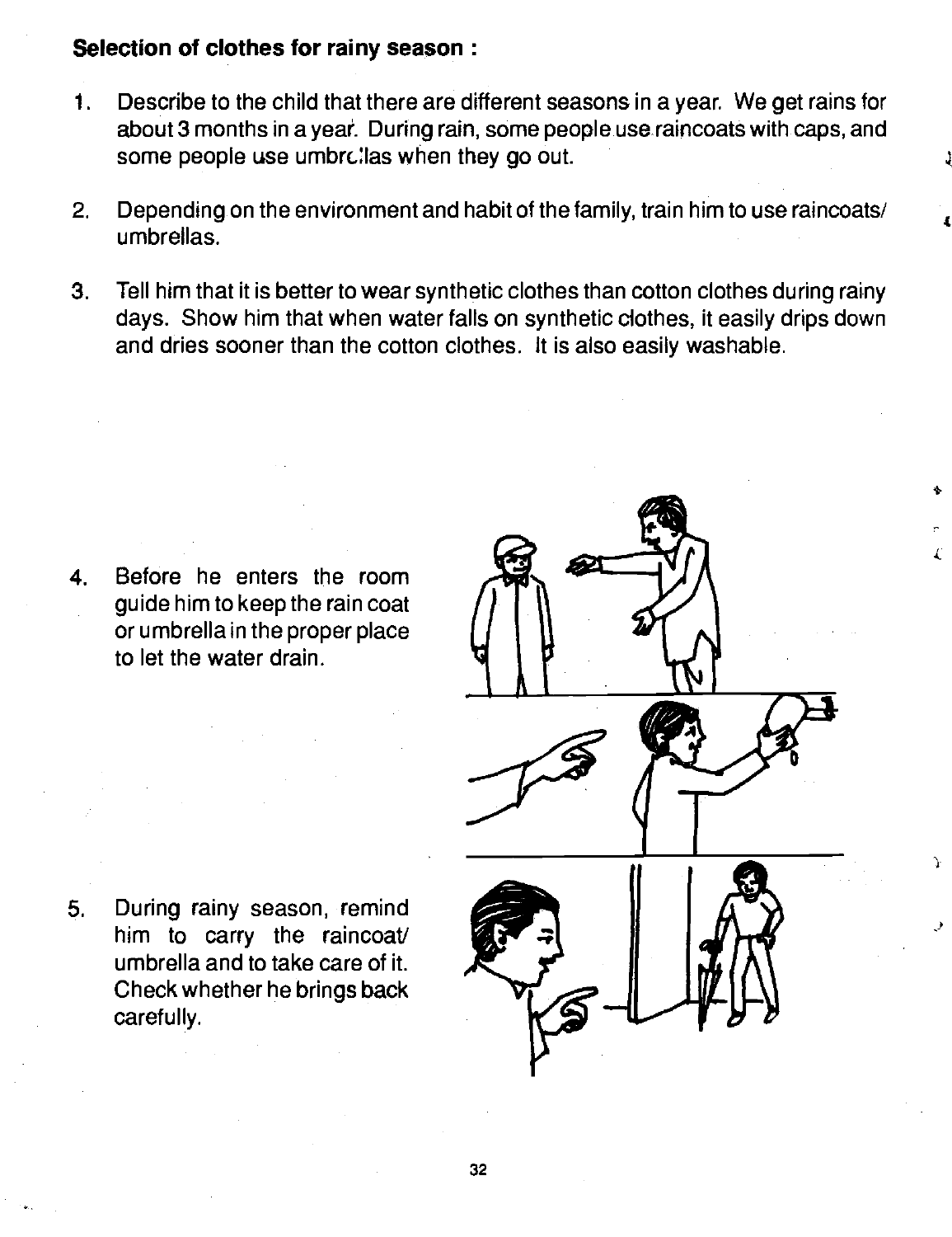**Selection of clothes for rainy season :**

1. Describe to the child that there are different seasons in a year. We get rains for about 3 months in a year. During rain, some people use raincoats with caps, and some people use umbrellas when they go out.

2. Depending on the environment and habit of the family, train him to use raincoats/ umbrellas.

3. Tell him that it is better to wear synthetic clothes than cotton clothes during rainy days. Show him that when water falls on synthetic clothes, it easily drips down and dries sooner than the cotton clothes. It is also easily washable.

4. Before he enters the room guide him to keep the rain coat or umbrella in the proper place to let the water drain.

5. During rainy season, remind him to carry the raincoat/ umbrella and to take care of it. Check whether he brings back carefully.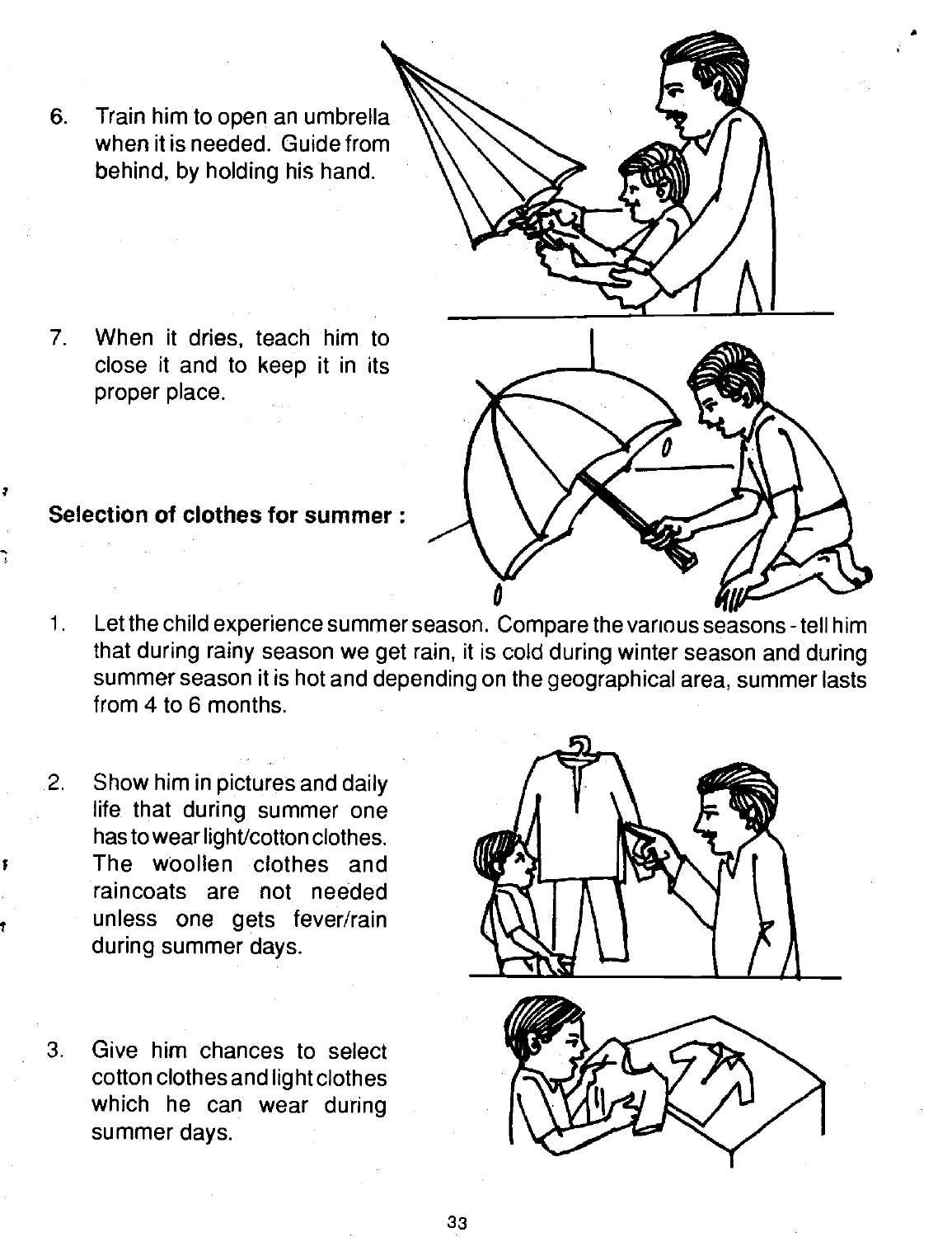6. Train him to open an umbrella when it is needed. Guide from behind, by holding his hand.

7. When it dries, teach him to close it and to keep it in its proper place.

**Selection of clothes for summer :**

1. Let the child experience summer season. Compare the various seasons - tell him that during rainy season we get rain, it is cold during winter season and during summer season it is hot and depending on the geographical area, summer lasts from 4 to 6 months.

2. Show him in pictures and daily life that during summer one has to wear light/cotton clothes. The woollen clothes and raincoats are not needed unless one gets fever/rain during summer days.

3. Give him chances to select cotton clothes and light clothes which he can wear during summer days.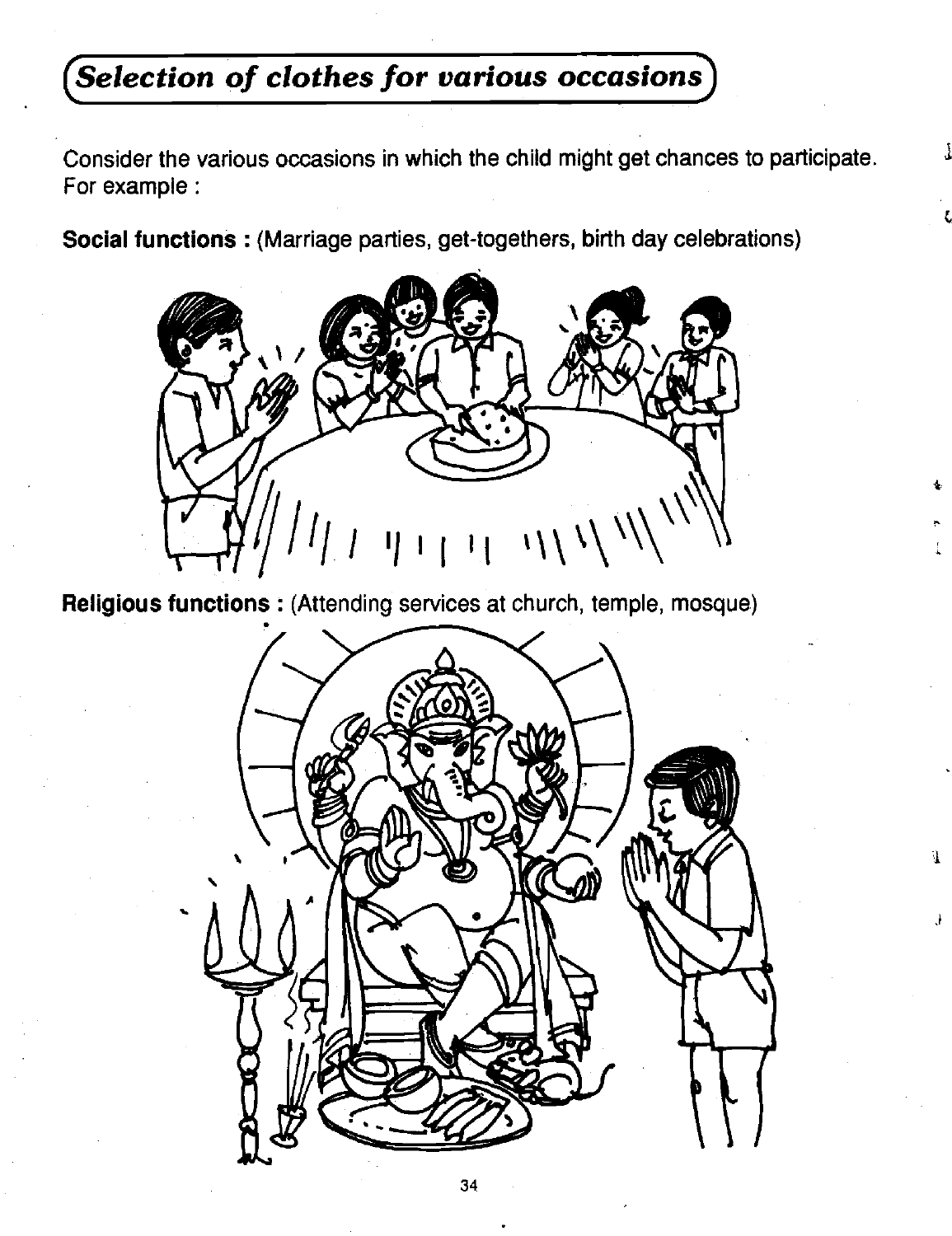## *Selection of clothes for various occasions*

Consider the various occasions in which the child might get chances to participate. For example :

**Social functions :** (Marriage parties, get-togethers, birth day celebrations)

**Religious functions :** (Attending services at church, temple, mosque)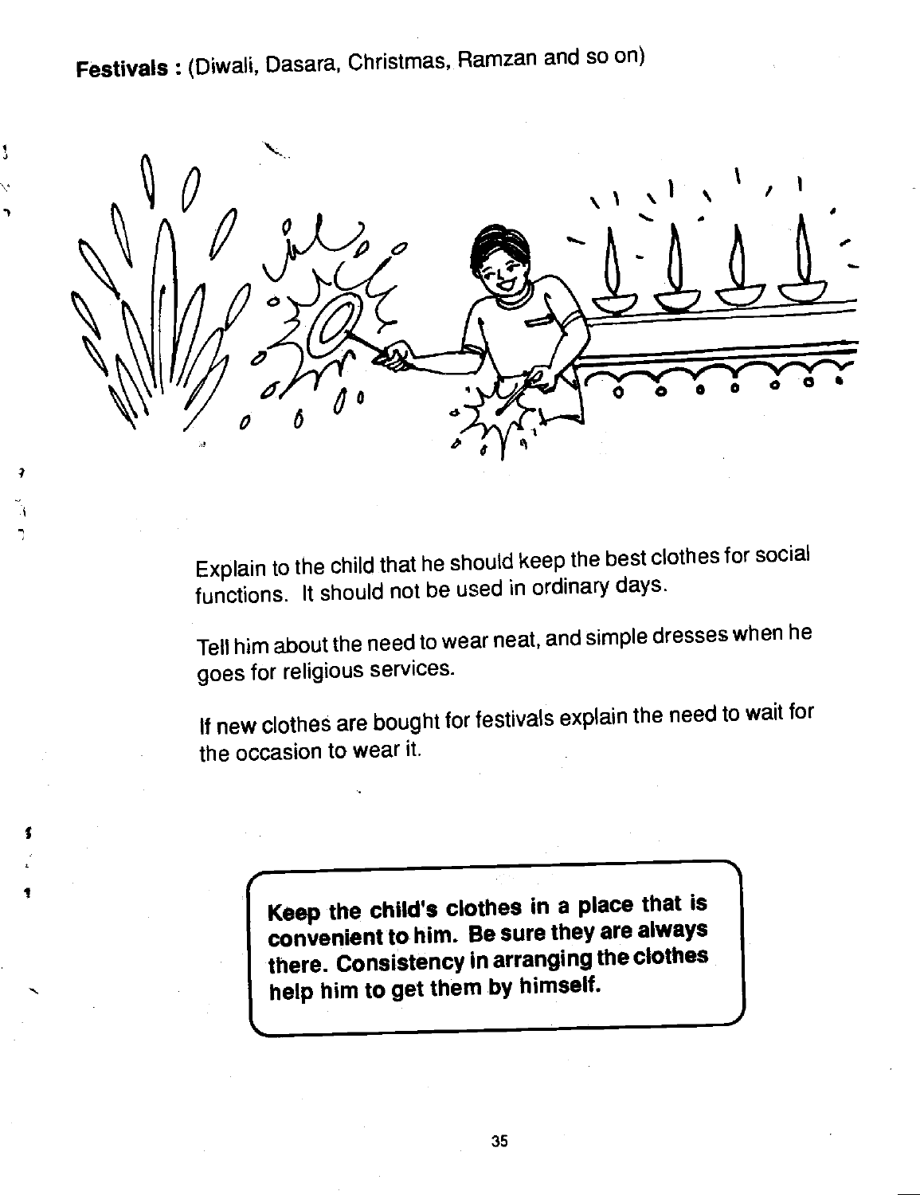**Festivals :** (Diwali, Dasara, Christmas, Ramzan and so on)

Explain to the child that he should keep the best clothes for social functions. It should not be used in ordinary days.

Tell him about the need to wear neat, and simple dresses when he goes for religious services.

If new clothes are bought for festivals explain the need to wait for the occasion to wear it.

> **Keep the child's clothes in a place that is convenient to him. Be sure they are always there. Consistency in arranging the clothes help him to get them by himself.**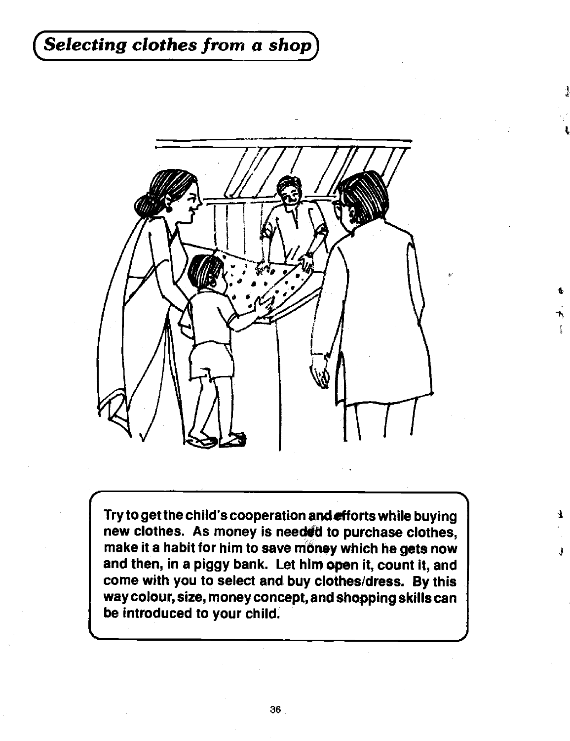# Selecting clothes from a shop

Try to get the child's cooperation and efforts while buying new clothes. As money is needed to purchase clothes, make it a habit for him to save money which he gets now and then, in a piggy bank. Let him open it, count it, and come with you to select and buy clothes/dress. By this way colour, size, money concept, and shopping skills can be introduced to your child.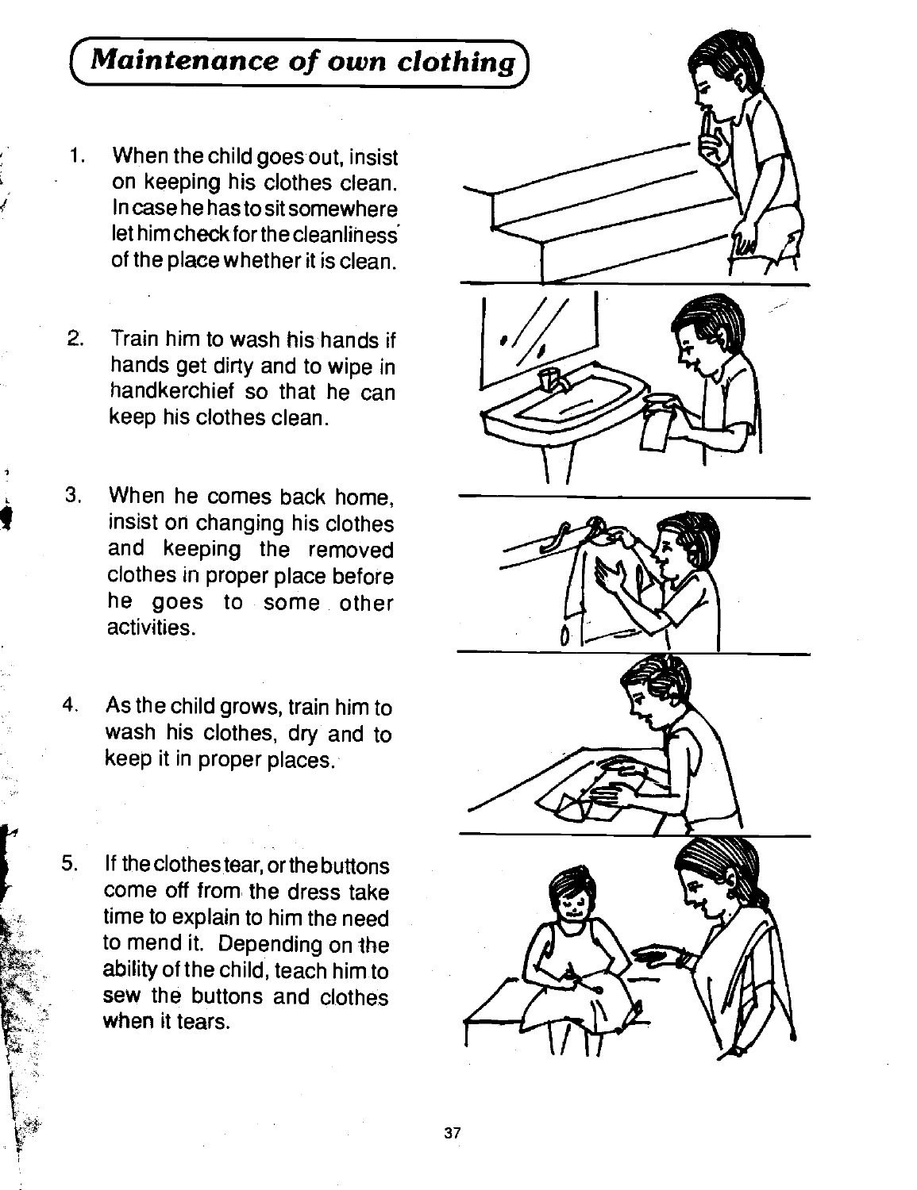## *Maintenance of own clothing*

1. When the child goes out, insist on keeping his clothes clean. In case he has to sit somewhere let him check for the cleanliness of the place whether it is clean.

2. Train him to wash his hands if hands get dirty and to wipe in handkerchief so that he can keep his clothes clean.

3. When he comes back home, insist on changing his clothes and keeping the removed clothes in proper place before he goes to some other activities.

4. As the child grows, train him to wash his clothes, dry and to keep it in proper places.

5. If the clothes tear, or the buttons come off from the dress take time to explain to him the need to mend it. Depending on the ability of the child, teach him to sew the buttons and clothes when it tears.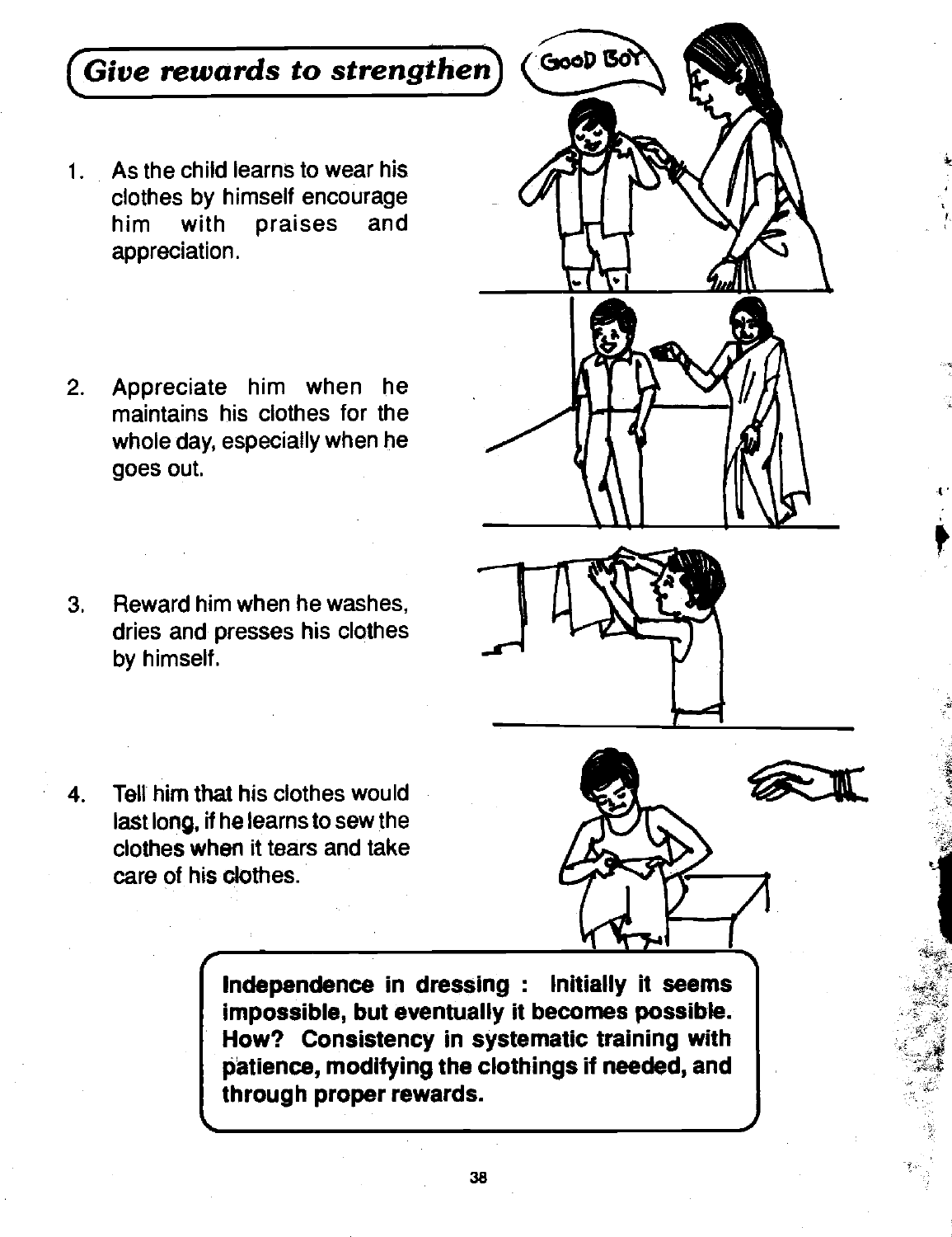## *Give rewards to strengthen*

1. As the child learns to wear his clothes by himself encourage him with praises and appreciation.

2. Appreciate him when he maintains his clothes for the whole day, especially when he goes out.

3. Reward him when he washes, dries and presses his clothes by himself.

4. Tell him that his clothes would last long, if he learns to sew the clothes when it tears and take care of his clothes.

**Independence in dressing : Initially it seems impossible, but eventually it becomes possible. How? Consistency in systematic training with patience, modifying the clothings if needed, and through proper rewards.**